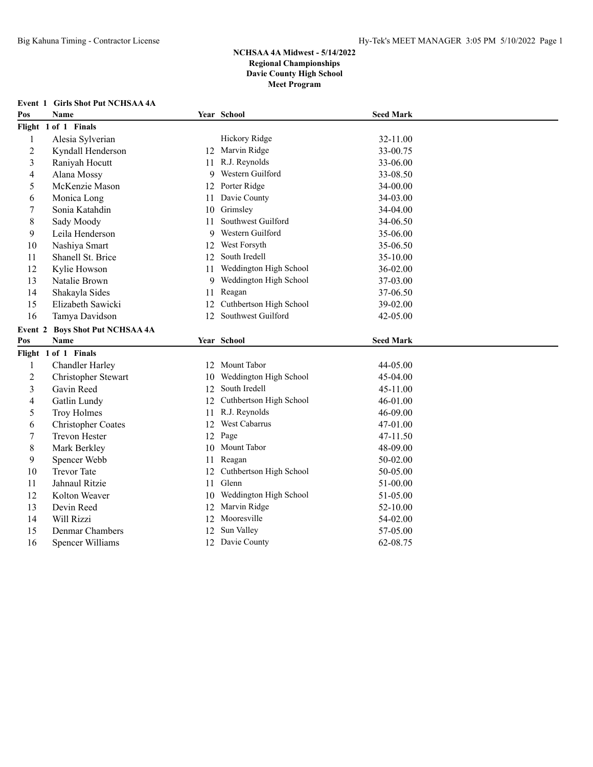# NCHSAA 4A Midwest - 5/14/2022
## Regional Championships
## Davie County High School
## Meet Program

**Event 1 Girls Shot Put NCHSAA 4A**

| Pos | Name | Year | School | Seed Mark |
|---|---|---|---|---|
| **Flight 1 of 1 Finals** | | | | |
| 1 | Alesia Sylverian | | Hickory Ridge | 32-11.00 |
| 2 | Kyndall Henderson | 12 | Marvin Ridge | 33-00.75 |
| 3 | Raniyah Hocutt | 11 | R.J. Reynolds | 33-06.00 |
| 4 | Alana Mossy | 9 | Western Guilford | 33-08.50 |
| 5 | McKenzie Mason | 12 | Porter Ridge | 34-00.00 |
| 6 | Monica Long | 11 | Davie County | 34-03.00 |
| 7 | Sonia Katahdin | 10 | Grimsley | 34-04.00 |
| 8 | Sady Moody | 11 | Southwest Guilford | 34-06.50 |
| 9 | Leila Henderson | 9 | Western Guilford | 35-06.00 |
| 10 | Nashiya Smart | 12 | West Forsyth | 35-06.50 |
| 11 | Shanell St. Brice | 12 | South Iredell | 35-10.00 |
| 12 | Kylie Howson | 11 | Weddington High School | 36-02.00 |
| 13 | Natalie Brown | 9 | Weddington High School | 37-03.00 |
| 14 | Shakayla Sides | 11 | Reagan | 37-06.50 |
| 15 | Elizabeth Sawicki | 12 | Cuthbertson High School | 39-02.00 |
| 16 | Tamya Davidson | 12 | Southwest Guilford | 42-05.00 |

**Event 2 Boys Shot Put NCHSAA 4A**

| Pos | Name | Year | School | Seed Mark |
|---|---|---|---|---|
| **Flight 1 of 1 Finals** | | | | |
| 1 | Chandler Harley | 12 | Mount Tabor | 44-05.00 |
| 2 | Christopher Stewart | 10 | Weddington High School | 45-04.00 |
| 3 | Gavin Reed | 12 | South Iredell | 45-11.00 |
| 4 | Gatlin Lundy | 12 | Cuthbertson High School | 46-01.00 |
| 5 | Troy Holmes | 11 | R.J. Reynolds | 46-09.00 |
| 6 | Christopher Coates | 12 | West Cabarrus | 47-01.00 |
| 7 | Trevon Hester | 12 | Page | 47-11.50 |
| 8 | Mark Berkley | 10 | Mount Tabor | 48-09.00 |
| 9 | Spencer Webb | 11 | Reagan | 50-02.00 |
| 10 | Trevor Tate | 12 | Cuthbertson High School | 50-05.00 |
| 11 | Jahnaul Ritzie | 11 | Glenn | 51-00.00 |
| 12 | Kolton Weaver | 10 | Weddington High School | 51-05.00 |
| 13 | Devin Reed | 12 | Marvin Ridge | 52-10.00 |
| 14 | Will Rizzi | 12 | Mooresville | 54-02.00 |
| 15 | Denmar Chambers | 12 | Sun Valley | 57-05.00 |
| 16 | Spencer Williams | 12 | Davie County | 62-08.75 |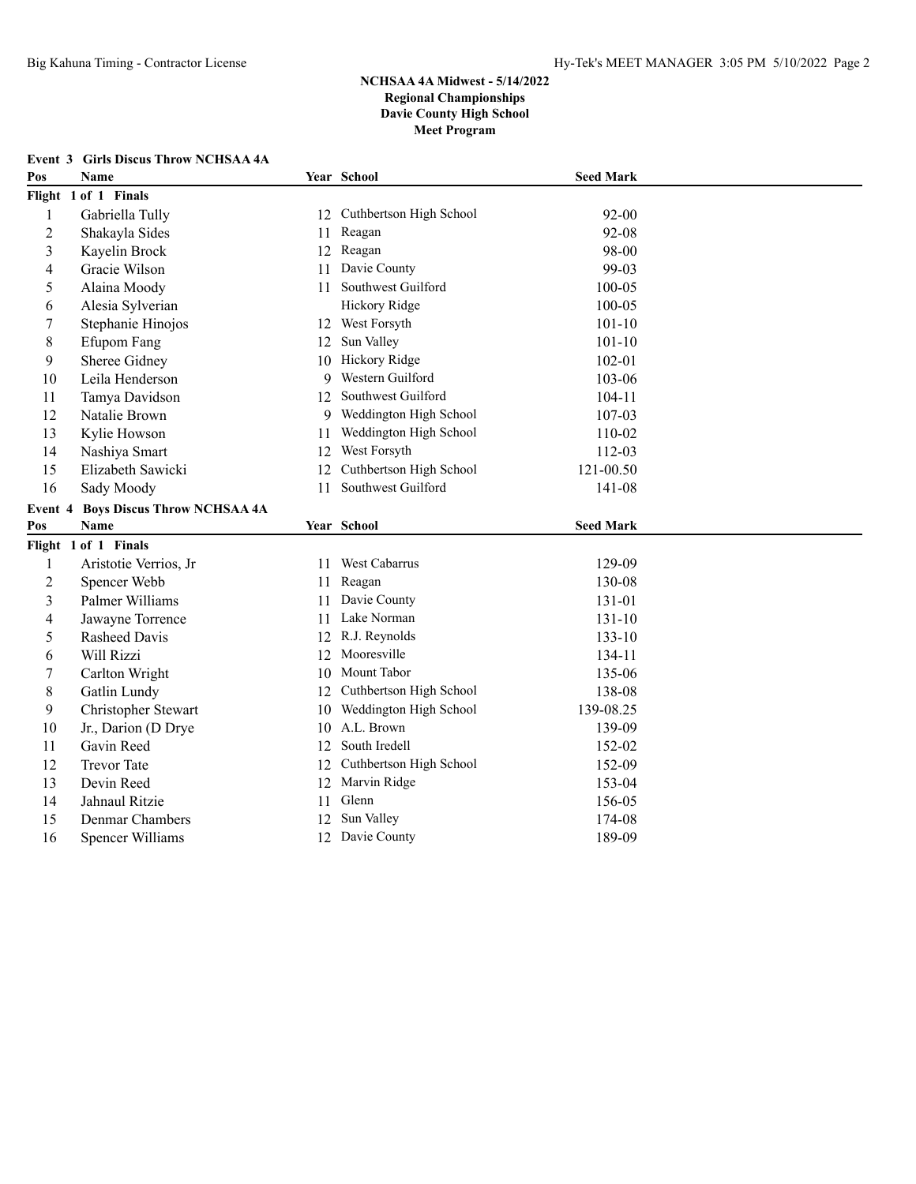**NCHSAA 4A Midwest - 5/14/2022**
**Regional Championships**
**Davie County High School**
**Meet Program**

### Event 3 Girls Discus Throw NCHSAA 4A

| Pos | Name | Year | School | Seed Mark |
|---|---|---|---|---|
| **Flight 1 of 1 Finals** | | | | |
| 1 | Gabriella Tully | 12 | Cuthbertson High School | 92-00 |
| 2 | Shakayla Sides | 11 | Reagan | 92-08 |
| 3 | Kayelin Brock | 12 | Reagan | 98-00 |
| 4 | Gracie Wilson | 11 | Davie County | 99-03 |
| 5 | Alaina Moody | 11 | Southwest Guilford | 100-05 |
| 6 | Alesia Sylverian | | Hickory Ridge | 100-05 |
| 7 | Stephanie Hinojos | 12 | West Forsyth | 101-10 |
| 8 | Efupom Fang | 12 | Sun Valley | 101-10 |
| 9 | Sheree Gidney | 10 | Hickory Ridge | 102-01 |
| 10 | Leila Henderson | 9 | Western Guilford | 103-06 |
| 11 | Tamya Davidson | 12 | Southwest Guilford | 104-11 |
| 12 | Natalie Brown | 9 | Weddington High School | 107-03 |
| 13 | Kylie Howson | 11 | Weddington High School | 110-02 |
| 14 | Nashiya Smart | 12 | West Forsyth | 112-03 |
| 15 | Elizabeth Sawicki | 12 | Cuthbertson High School | 121-00.50 |
| 16 | Sady Moody | 11 | Southwest Guilford | 141-08 |

### Event 4 Boys Discus Throw NCHSAA 4A

| Pos | Name | Year | School | Seed Mark |
|---|---|---|---|---|
| **Flight 1 of 1 Finals** | | | | |
| 1 | Aristotie Verrios, Jr | 11 | West Cabarrus | 129-09 |
| 2 | Spencer Webb | 11 | Reagan | 130-08 |
| 3 | Palmer Williams | 11 | Davie County | 131-01 |
| 4 | Jawayne Torrence | 11 | Lake Norman | 131-10 |
| 5 | Rasheed Davis | 12 | R.J. Reynolds | 133-10 |
| 6 | Will Rizzi | 12 | Mooresville | 134-11 |
| 7 | Carlton Wright | 10 | Mount Tabor | 135-06 |
| 8 | Gatlin Lundy | 12 | Cuthbertson High School | 138-08 |
| 9 | Christopher Stewart | 10 | Weddington High School | 139-08.25 |
| 10 | Jr., Darion (D Drye | 10 | A.L. Brown | 139-09 |
| 11 | Gavin Reed | 12 | South Iredell | 152-02 |
| 12 | Trevor Tate | 12 | Cuthbertson High School | 152-09 |
| 13 | Devin Reed | 12 | Marvin Ridge | 153-04 |
| 14 | Jahnaul Ritzie | 11 | Glenn | 156-05 |
| 15 | Denmar Chambers | 12 | Sun Valley | 174-08 |
| 16 | Spencer Williams | 12 | Davie County | 189-09 |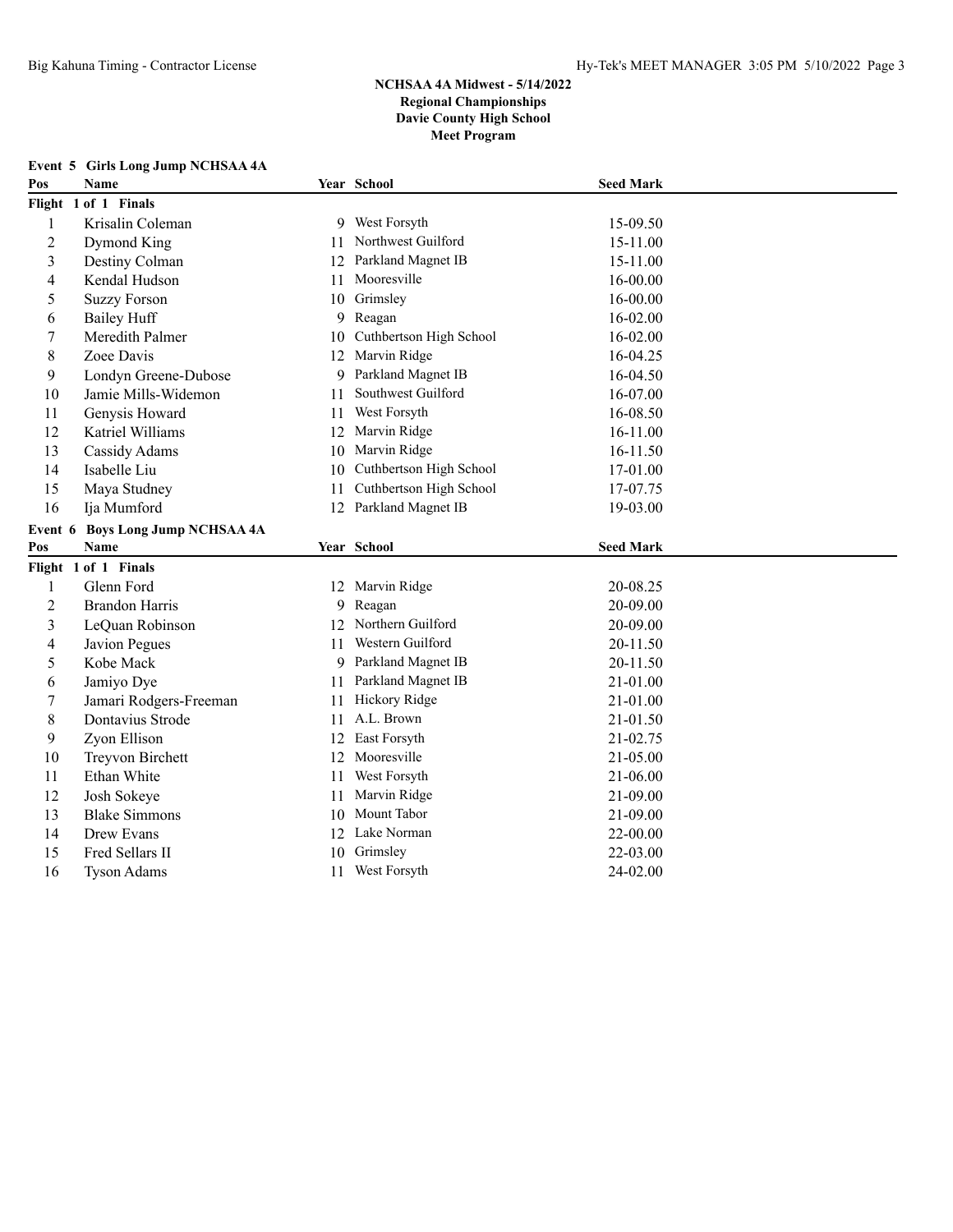**NCHSAA 4A Midwest - 5/14/2022**
**Regional Championships**
**Davie County High School**
**Meet Program**

## Event 5 Girls Long Jump NCHSAA 4A

**Flight 1 of 1 Finals**

| Pos | Name | Year | School | Seed Mark |
|---|---|---|---|---|
| 1 | Krisalin Coleman | 9 | West Forsyth | 15-09.50 |
| 2 | Dymond King | 11 | Northwest Guilford | 15-11.00 |
| 3 | Destiny Colman | 12 | Parkland Magnet IB | 15-11.00 |
| 4 | Kendal Hudson | 11 | Mooresville | 16-00.00 |
| 5 | Suzzy Forson | 10 | Grimsley | 16-00.00 |
| 6 | Bailey Huff | 9 | Reagan | 16-02.00 |
| 7 | Meredith Palmer | 10 | Cuthbertson High School | 16-02.00 |
| 8 | Zoee Davis | 12 | Marvin Ridge | 16-04.25 |
| 9 | Londyn Greene-Dubose | 9 | Parkland Magnet IB | 16-04.50 |
| 10 | Jamie Mills-Widemon | 11 | Southwest Guilford | 16-07.00 |
| 11 | Genysis Howard | 11 | West Forsyth | 16-08.50 |
| 12 | Katriel Williams | 12 | Marvin Ridge | 16-11.00 |
| 13 | Cassidy Adams | 10 | Marvin Ridge | 16-11.50 |
| 14 | Isabelle Liu | 10 | Cuthbertson High School | 17-01.00 |
| 15 | Maya Studney | 11 | Cuthbertson High School | 17-07.75 |
| 16 | Ija Mumford | 12 | Parkland Magnet IB | 19-03.00 |

## Event 6 Boys Long Jump NCHSAA 4A

**Flight 1 of 1 Finals**

| Pos | Name | Year | School | Seed Mark |
|---|---|---|---|---|
| 1 | Glenn Ford | 12 | Marvin Ridge | 20-08.25 |
| 2 | Brandon Harris | 9 | Reagan | 20-09.00 |
| 3 | LeQuan Robinson | 12 | Northern Guilford | 20-09.00 |
| 4 | Javion Pegues | 11 | Western Guilford | 20-11.50 |
| 5 | Kobe Mack | 9 | Parkland Magnet IB | 20-11.50 |
| 6 | Jamiyo Dye | 11 | Parkland Magnet IB | 21-01.00 |
| 7 | Jamari Rodgers-Freeman | 11 | Hickory Ridge | 21-01.00 |
| 8 | Dontavius Strode | 11 | A.L. Brown | 21-01.50 |
| 9 | Zyon Ellison | 12 | East Forsyth | 21-02.75 |
| 10 | Treyvon Birchett | 12 | Mooresville | 21-05.00 |
| 11 | Ethan White | 11 | West Forsyth | 21-06.00 |
| 12 | Josh Sokeye | 11 | Marvin Ridge | 21-09.00 |
| 13 | Blake Simmons | 10 | Mount Tabor | 21-09.00 |
| 14 | Drew Evans | 12 | Lake Norman | 22-00.00 |
| 15 | Fred Sellars II | 10 | Grimsley | 22-03.00 |
| 16 | Tyson Adams | 11 | West Forsyth | 24-02.00 |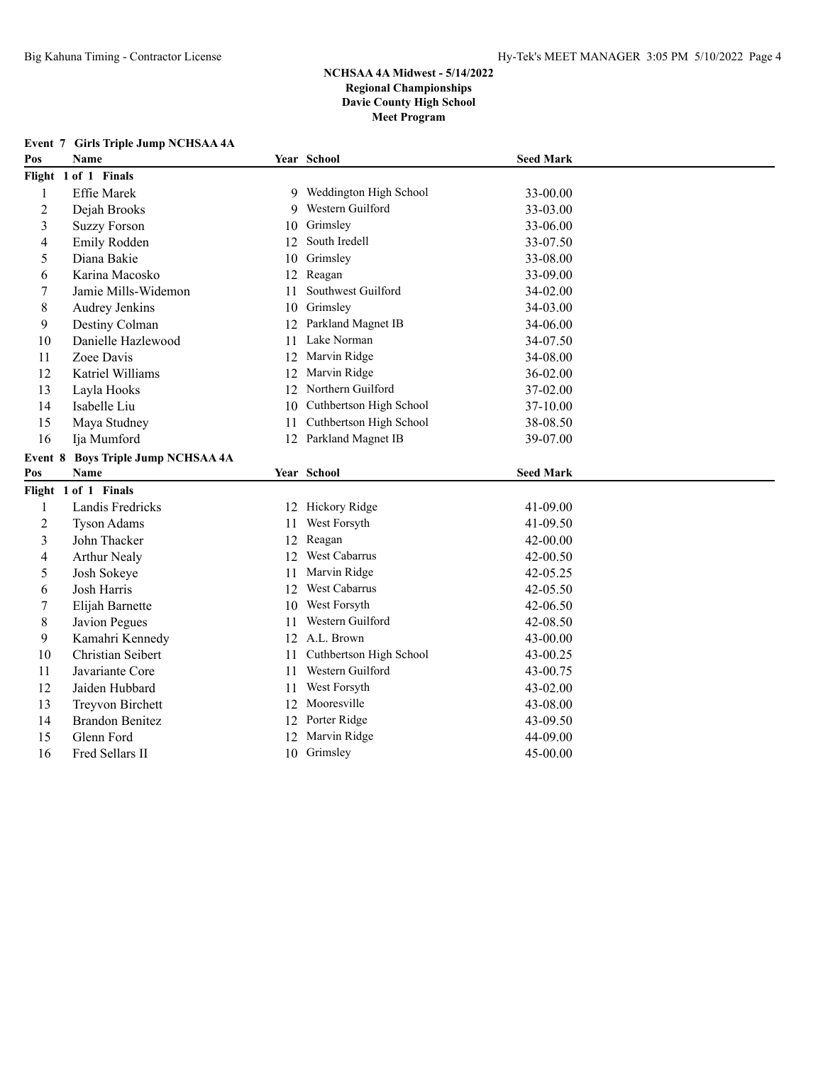# NCHSAA 4A Midwest - 5/14/2022
## Regional Championships
## Davie County High School
## Meet Program

### Event 7 Girls Triple Jump NCHSAA 4A

| Pos | Name | Year | School | Seed Mark |
|---|---|---|---|---|
| **Flight 1 of 1 Finals** | | | | |
| 1 | Effie Marek | 9 | Weddington High School | 33-00.00 |
| 2 | Dejah Brooks | 9 | Western Guilford | 33-03.00 |
| 3 | Suzzy Forson | 10 | Grimsley | 33-06.00 |
| 4 | Emily Rodden | 12 | South Iredell | 33-07.50 |
| 5 | Diana Bakie | 10 | Grimsley | 33-08.00 |
| 6 | Karina Macosko | 12 | Reagan | 33-09.00 |
| 7 | Jamie Mills-Widemon | 11 | Southwest Guilford | 34-02.00 |
| 8 | Audrey Jenkins | 10 | Grimsley | 34-03.00 |
| 9 | Destiny Colman | 12 | Parkland Magnet IB | 34-06.00 |
| 10 | Danielle Hazlewood | 11 | Lake Norman | 34-07.50 |
| 11 | Zoee Davis | 12 | Marvin Ridge | 34-08.00 |
| 12 | Katriel Williams | 12 | Marvin Ridge | 36-02.00 |
| 13 | Layla Hooks | 12 | Northern Guilford | 37-02.00 |
| 14 | Isabelle Liu | 10 | Cuthbertson High School | 37-10.00 |
| 15 | Maya Studney | 11 | Cuthbertson High School | 38-08.50 |
| 16 | Ija Mumford | 12 | Parkland Magnet IB | 39-07.00 |

### Event 8 Boys Triple Jump NCHSAA 4A

| Pos | Name | Year | School | Seed Mark |
|---|---|---|---|---|
| **Flight 1 of 1 Finals** | | | | |
| 1 | Landis Fredricks | 12 | Hickory Ridge | 41-09.00 |
| 2 | Tyson Adams | 11 | West Forsyth | 41-09.50 |
| 3 | John Thacker | 12 | Reagan | 42-00.00 |
| 4 | Arthur Nealy | 12 | West Cabarrus | 42-00.50 |
| 5 | Josh Sokeye | 11 | Marvin Ridge | 42-05.25 |
| 6 | Josh Harris | 12 | West Cabarrus | 42-05.50 |
| 7 | Elijah Barnette | 10 | West Forsyth | 42-06.50 |
| 8 | Javion Pegues | 11 | Western Guilford | 42-08.50 |
| 9 | Kamahri Kennedy | 12 | A.L. Brown | 43-00.00 |
| 10 | Christian Seibert | 11 | Cuthbertson High School | 43-00.25 |
| 11 | Javariante Core | 11 | Western Guilford | 43-00.75 |
| 12 | Jaiden Hubbard | 11 | West Forsyth | 43-02.00 |
| 13 | Treyvon Birchett | 12 | Mooresville | 43-08.00 |
| 14 | Brandon Benitez | 12 | Porter Ridge | 43-09.50 |
| 15 | Glenn Ford | 12 | Marvin Ridge | 44-09.00 |
| 16 | Fred Sellars II | 10 | Grimsley | 45-00.00 |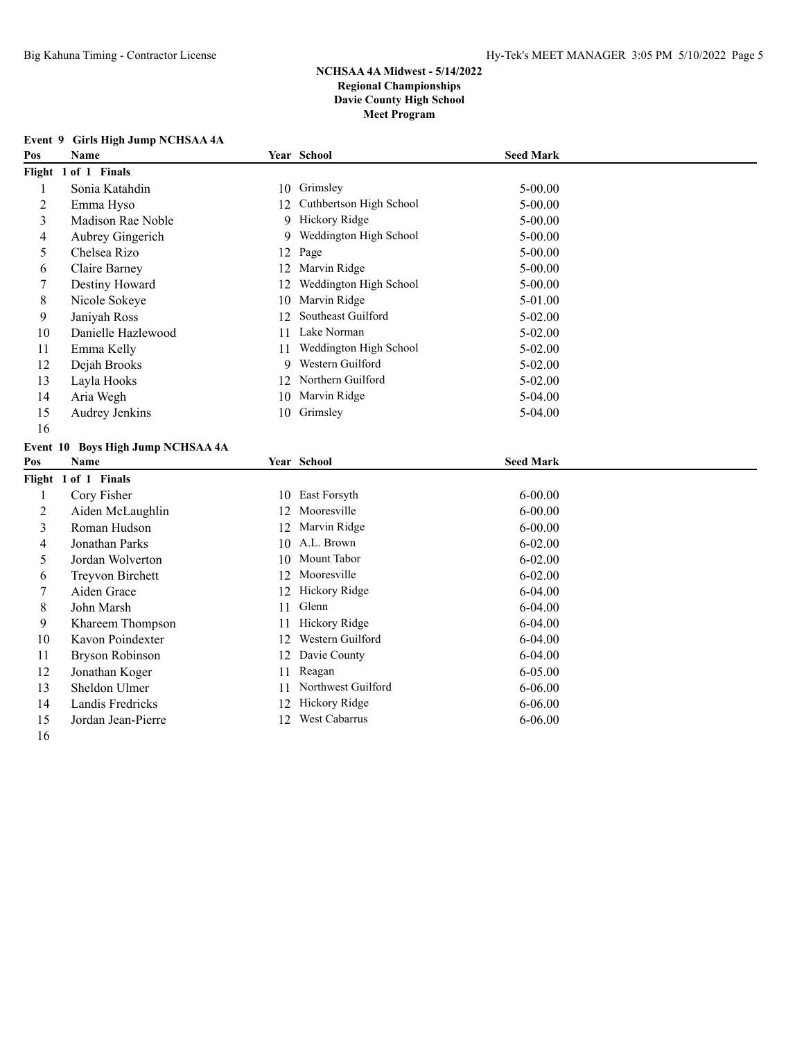## NCHSAA 4A Midwest - 5/14/2022
**Regional Championships**
**Davie County High School**
**Meet Program**

### Event 9 Girls High Jump NCHSAA 4A

| Pos | Name | Year | School | Seed Mark |
|---|---|---|---|---|
| **Flight 1 of 1 Finals** | | | | |
| 1 | Sonia Katahdin | 10 | Grimsley | 5-00.00 |
| 2 | Emma Hyso | 12 | Cuthbertson High School | 5-00.00 |
| 3 | Madison Rae Noble | 9 | Hickory Ridge | 5-00.00 |
| 4 | Aubrey Gingerich | 9 | Weddington High School | 5-00.00 |
| 5 | Chelsea Rizo | 12 | Page | 5-00.00 |
| 6 | Claire Barney | 12 | Marvin Ridge | 5-00.00 |
| 7 | Destiny Howard | 12 | Weddington High School | 5-00.00 |
| 8 | Nicole Sokeye | 10 | Marvin Ridge | 5-01.00 |
| 9 | Janiyah Ross | 12 | Southeast Guilford | 5-02.00 |
| 10 | Danielle Hazlewood | 11 | Lake Norman | 5-02.00 |
| 11 | Emma Kelly | 11 | Weddington High School | 5-02.00 |
| 12 | Dejah Brooks | 9 | Western Guilford | 5-02.00 |
| 13 | Layla Hooks | 12 | Northern Guilford | 5-02.00 |
| 14 | Aria Wegh | 10 | Marvin Ridge | 5-04.00 |
| 15 | Audrey Jenkins | 10 | Grimsley | 5-04.00 |
| 16 | | | | |

### Event 10 Boys High Jump NCHSAA 4A

| Pos | Name | Year | School | Seed Mark |
|---|---|---|---|---|
| **Flight 1 of 1 Finals** | | | | |
| 1 | Cory Fisher | 10 | East Forsyth | 6-00.00 |
| 2 | Aiden McLaughlin | 12 | Mooresville | 6-00.00 |
| 3 | Roman Hudson | 12 | Marvin Ridge | 6-00.00 |
| 4 | Jonathan Parks | 10 | A.L. Brown | 6-02.00 |
| 5 | Jordan Wolverton | 10 | Mount Tabor | 6-02.00 |
| 6 | Treyvon Birchett | 12 | Mooresville | 6-02.00 |
| 7 | Aiden Grace | 12 | Hickory Ridge | 6-04.00 |
| 8 | John Marsh | 11 | Glenn | 6-04.00 |
| 9 | Khareem Thompson | 11 | Hickory Ridge | 6-04.00 |
| 10 | Kavon Poindexter | 12 | Western Guilford | 6-04.00 |
| 11 | Bryson Robinson | 12 | Davie County | 6-04.00 |
| 12 | Jonathan Koger | 11 | Reagan | 6-05.00 |
| 13 | Sheldon Ulmer | 11 | Northwest Guilford | 6-06.00 |
| 14 | Landis Fredricks | 12 | Hickory Ridge | 6-06.00 |
| 15 | Jordan Jean-Pierre | 12 | West Cabarrus | 6-06.00 |
| 16 | | | | |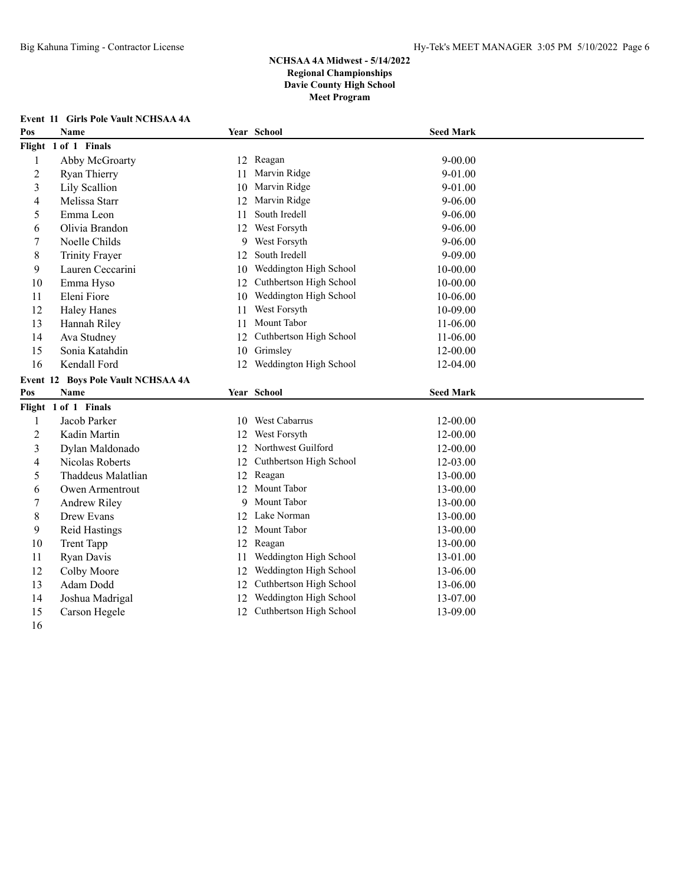# NCHSAA 4A Midwest - 5/14/2022
## Regional Championships
## Davie County High School
## Meet Program

### Event 11 Girls Pole Vault NCHSAA 4A

| Pos | Name | Year | School | Seed Mark |
|---|---|---|---|---|
| **Flight 1 of 1 Finals** | | | | |
| 1 | Abby McGroarty | 12 | Reagan | 9-00.00 |
| 2 | Ryan Thierry | 11 | Marvin Ridge | 9-01.00 |
| 3 | Lily Scallion | 10 | Marvin Ridge | 9-01.00 |
| 4 | Melissa Starr | 12 | Marvin Ridge | 9-06.00 |
| 5 | Emma Leon | 11 | South Iredell | 9-06.00 |
| 6 | Olivia Brandon | 12 | West Forsyth | 9-06.00 |
| 7 | Noelle Childs | 9 | West Forsyth | 9-06.00 |
| 8 | Trinity Frayer | 12 | South Iredell | 9-09.00 |
| 9 | Lauren Ceccarini | 10 | Weddington High School | 10-00.00 |
| 10 | Emma Hyso | 12 | Cuthbertson High School | 10-00.00 |
| 11 | Eleni Fiore | 10 | Weddington High School | 10-06.00 |
| 12 | Haley Hanes | 11 | West Forsyth | 10-09.00 |
| 13 | Hannah Riley | 11 | Mount Tabor | 11-06.00 |
| 14 | Ava Studney | 12 | Cuthbertson High School | 11-06.00 |
| 15 | Sonia Katahdin | 10 | Grimsley | 12-00.00 |
| 16 | Kendall Ford | 12 | Weddington High School | 12-04.00 |

### Event 12 Boys Pole Vault NCHSAA 4A

| Pos | Name | Year | School | Seed Mark |
|---|---|---|---|---|
| **Flight 1 of 1 Finals** | | | | |
| 1 | Jacob Parker | 10 | West Cabarrus | 12-00.00 |
| 2 | Kadin Martin | 12 | West Forsyth | 12-00.00 |
| 3 | Dylan Maldonado | 12 | Northwest Guilford | 12-00.00 |
| 4 | Nicolas Roberts | 12 | Cuthbertson High School | 12-03.00 |
| 5 | Thaddeus Malatlian | 12 | Reagan | 13-00.00 |
| 6 | Owen Armentrout | 12 | Mount Tabor | 13-00.00 |
| 7 | Andrew Riley | 9 | Mount Tabor | 13-00.00 |
| 8 | Drew Evans | 12 | Lake Norman | 13-00.00 |
| 9 | Reid Hastings | 12 | Mount Tabor | 13-00.00 |
| 10 | Trent Tapp | 12 | Reagan | 13-00.00 |
| 11 | Ryan Davis | 11 | Weddington High School | 13-01.00 |
| 12 | Colby Moore | 12 | Weddington High School | 13-06.00 |
| 13 | Adam Dodd | 12 | Cuthbertson High School | 13-06.00 |
| 14 | Joshua Madrigal | 12 | Weddington High School | 13-07.00 |
| 15 | Carson Hegele | 12 | Cuthbertson High School | 13-09.00 |
| 16 | | | | |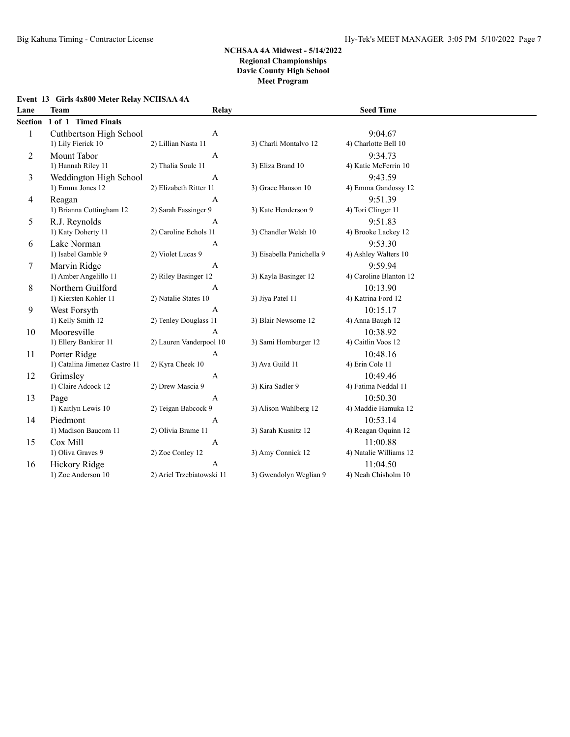# NCHSAA 4A Midwest - 5/14/2022
## Regional Championships
## Davie County High School
## Meet Program

### Event 13 Girls 4x800 Meter Relay NCHSAA 4A

| Lane | Team | Relay | | Seed Time |
|---|---|---|---|---|
| **Section 1 of 1 Timed Finals** | | | | |
| 1 | Cuthbertson High School | A | | 9:04.67 |
| | 1) Lily Fierick 10 | 2) Lillian Nasta 11 | 3) Charli Montalvo 12 | 4) Charlotte Bell 10 |
| 2 | Mount Tabor | A | | 9:34.73 |
| | 1) Hannah Riley 11 | 2) Thalia Soule 11 | 3) Eliza Brand 10 | 4) Katie McFerrin 10 |
| 3 | Weddington High School | A | | 9:43.59 |
| | 1) Emma Jones 12 | 2) Elizabeth Ritter 11 | 3) Grace Hanson 10 | 4) Emma Gandossy 12 |
| 4 | Reagan | A | | 9:51.39 |
| | 1) Brianna Cottingham 12 | 2) Sarah Fassinger 9 | 3) Kate Henderson 9 | 4) Tori Clinger 11 |
| 5 | R.J. Reynolds | A | | 9:51.83 |
| | 1) Katy Doherty 11 | 2) Caroline Echols 11 | 3) Chandler Welsh 10 | 4) Brooke Lackey 12 |
| 6 | Lake Norman | A | | 9:53.30 |
| | 1) Isabel Gamble 9 | 2) Violet Lucas 9 | 3) Eisabella Panichella 9 | 4) Ashley Walters 10 |
| 7 | Marvin Ridge | A | | 9:59.94 |
| | 1) Amber Angelillo 11 | 2) Riley Basinger 12 | 3) Kayla Basinger 12 | 4) Caroline Blanton 12 |
| 8 | Northern Guilford | A | | 10:13.90 |
| | 1) Kiersten Kohler 11 | 2) Natalie States 10 | 3) Jiya Patel 11 | 4) Katrina Ford 12 |
| 9 | West Forsyth | A | | 10:15.17 |
| | 1) Kelly Smith 12 | 2) Tenley Douglass 11 | 3) Blair Newsome 12 | 4) Anna Baugh 12 |
| 10 | Mooresville | A | | 10:38.92 |
| | 1) Ellery Bankirer 11 | 2) Lauren Vanderpool 10 | 3) Sami Homburger 12 | 4) Caitlin Voos 12 |
| 11 | Porter Ridge | A | | 10:48.16 |
| | 1) Catalina Jimenez Castro 11 | 2) Kyra Cheek 10 | 3) Ava Guild 11 | 4) Erin Cole 11 |
| 12 | Grimsley | A | | 10:49.46 |
| | 1) Claire Adcock 12 | 2) Drew Mascia 9 | 3) Kira Sadler 9 | 4) Fatima Neddal 11 |
| 13 | Page | A | | 10:50.30 |
| | 1) Kaitlyn Lewis 10 | 2) Teigan Babcock 9 | 3) Alison Wahlberg 12 | 4) Maddie Hamuka 12 |
| 14 | Piedmont | A | | 10:53.14 |
| | 1) Madison Baucom 11 | 2) Olivia Brame 11 | 3) Sarah Kusnitz 12 | 4) Reagan Oquinn 12 |
| 15 | Cox Mill | A | | 11:00.88 |
| | 1) Oliva Graves 9 | 2) Zoe Conley 12 | 3) Amy Connick 12 | 4) Natalie Williams 12 |
| 16 | Hickory Ridge | A | | 11:04.50 |
| | 1) Zoe Anderson 10 | 2) Ariel Trzebiatowski 11 | 3) Gwendolyn Weglian 9 | 4) Neah Chisholm 10 |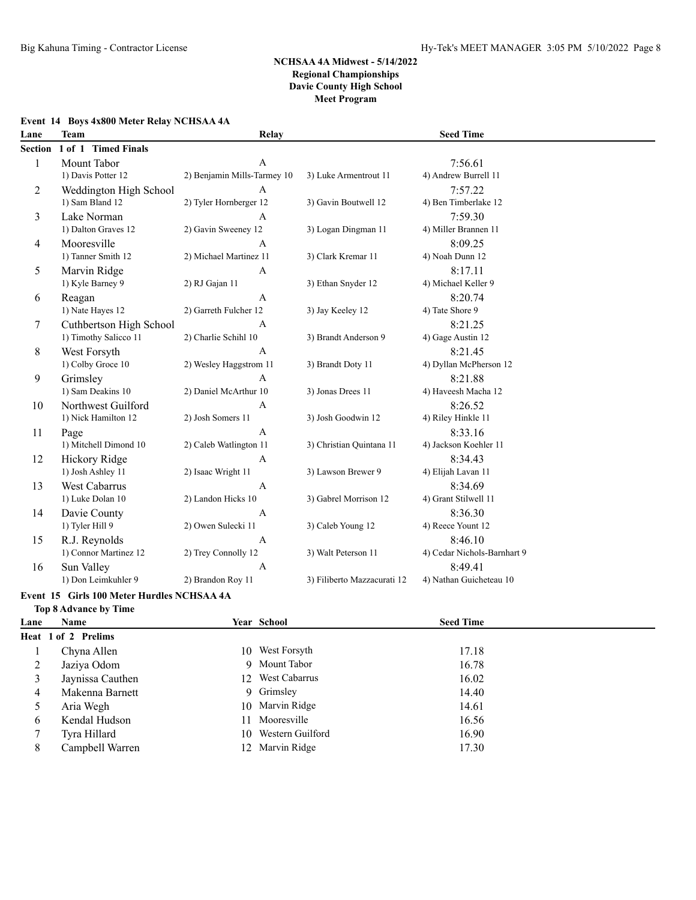## NCHSAA 4A Midwest - 5/14/2022
## Regional Championships
## Davie County High School
## Meet Program

### Event 14 Boys 4x800 Meter Relay NCHSAA 4A

**Section 1 of 1 Timed Finals**

| Lane | Team | Relay | | Seed Time |
|---|---|---|---|---|
| 1 | Mount Tabor | A | | 7:56.61 |
| | 1) Davis Potter 12 | 2) Benjamin Mills-Tarmey 10 | 3) Luke Armentrout 11 | 4) Andrew Burrell 11 |
| 2 | Weddington High School | A | | 7:57.22 |
| | 1) Sam Bland 12 | 2) Tyler Hornberger 12 | 3) Gavin Boutwell 12 | 4) Ben Timberlake 12 |
| 3 | Lake Norman | A | | 7:59.30 |
| | 1) Dalton Graves 12 | 2) Gavin Sweeney 12 | 3) Logan Dingman 11 | 4) Miller Brannen 11 |
| 4 | Mooresville | A | | 8:09.25 |
| | 1) Tanner Smith 12 | 2) Michael Martinez 11 | 3) Clark Kremar 11 | 4) Noah Dunn 12 |
| 5 | Marvin Ridge | A | | 8:17.11 |
| | 1) Kyle Barney 9 | 2) RJ Gajan 11 | 3) Ethan Snyder 12 | 4) Michael Keller 9 |
| 6 | Reagan | A | | 8:20.74 |
| | 1) Nate Hayes 12 | 2) Garreth Fulcher 12 | 3) Jay Keeley 12 | 4) Tate Shore 9 |
| 7 | Cuthbertson High School | A | | 8:21.25 |
| | 1) Timothy Salicco 11 | 2) Charlie Schihl 10 | 3) Brandt Anderson 9 | 4) Gage Austin 12 |
| 8 | West Forsyth | A | | 8:21.45 |
| | 1) Colby Groce 10 | 2) Wesley Haggstrom 11 | 3) Brandt Doty 11 | 4) Dyllan McPherson 12 |
| 9 | Grimsley | A | | 8:21.88 |
| | 1) Sam Deakins 10 | 2) Daniel McArthur 10 | 3) Jonas Drees 11 | 4) Haveesh Macha 12 |
| 10 | Northwest Guilford | A | | 8:26.52 |
| | 1) Nick Hamilton 12 | 2) Josh Somers 11 | 3) Josh Goodwin 12 | 4) Riley Hinkle 11 |
| 11 | Page | A | | 8:33.16 |
| | 1) Mitchell Dimond 10 | 2) Caleb Watlington 11 | 3) Christian Quintana 11 | 4) Jackson Koehler 11 |
| 12 | Hickory Ridge | A | | 8:34.43 |
| | 1) Josh Ashley 11 | 2) Isaac Wright 11 | 3) Lawson Brewer 9 | 4) Elijah Lavan 11 |
| 13 | West Cabarrus | A | | 8:34.69 |
| | 1) Luke Dolan 10 | 2) Landon Hicks 10 | 3) Gabrel Morrison 12 | 4) Grant Stilwell 11 |
| 14 | Davie County | A | | 8:36.30 |
| | 1) Tyler Hill 9 | 2) Owen Sulecki 11 | 3) Caleb Young 12 | 4) Reece Yount 12 |
| 15 | R.J. Reynolds | A | | 8:46.10 |
| | 1) Connor Martinez 12 | 2) Trey Connolly 12 | 3) Walt Peterson 11 | 4) Cedar Nichols-Barnhart 9 |
| 16 | Sun Valley | A | | 8:49.41 |
| | 1) Don Leimkuhler 9 | 2) Brandon Roy 11 | 3) Filiberto Mazzacurati 12 | 4) Nathan Guicheteau 10 |

### Event 15 Girls 100 Meter Hurdles NCHSAA 4A

**Top 8 Advance by Time**

**Heat 1 of 2 Prelims**

| Lane | Name | Year | School | Seed Time |
|---|---|---|---|---|
| 1 | Chyna Allen | 10 | West Forsyth | 17.18 |
| 2 | Jaziya Odom | 9 | Mount Tabor | 16.78 |
| 3 | Jaynissa Cauthen | 12 | West Cabarrus | 16.02 |
| 4 | Makenna Barnett | 9 | Grimsley | 14.40 |
| 5 | Aria Wegh | 10 | Marvin Ridge | 14.61 |
| 6 | Kendal Hudson | 11 | Mooresville | 16.56 |
| 7 | Tyra Hillard | 10 | Western Guilford | 16.90 |
| 8 | Campbell Warren | 12 | Marvin Ridge | 17.30 |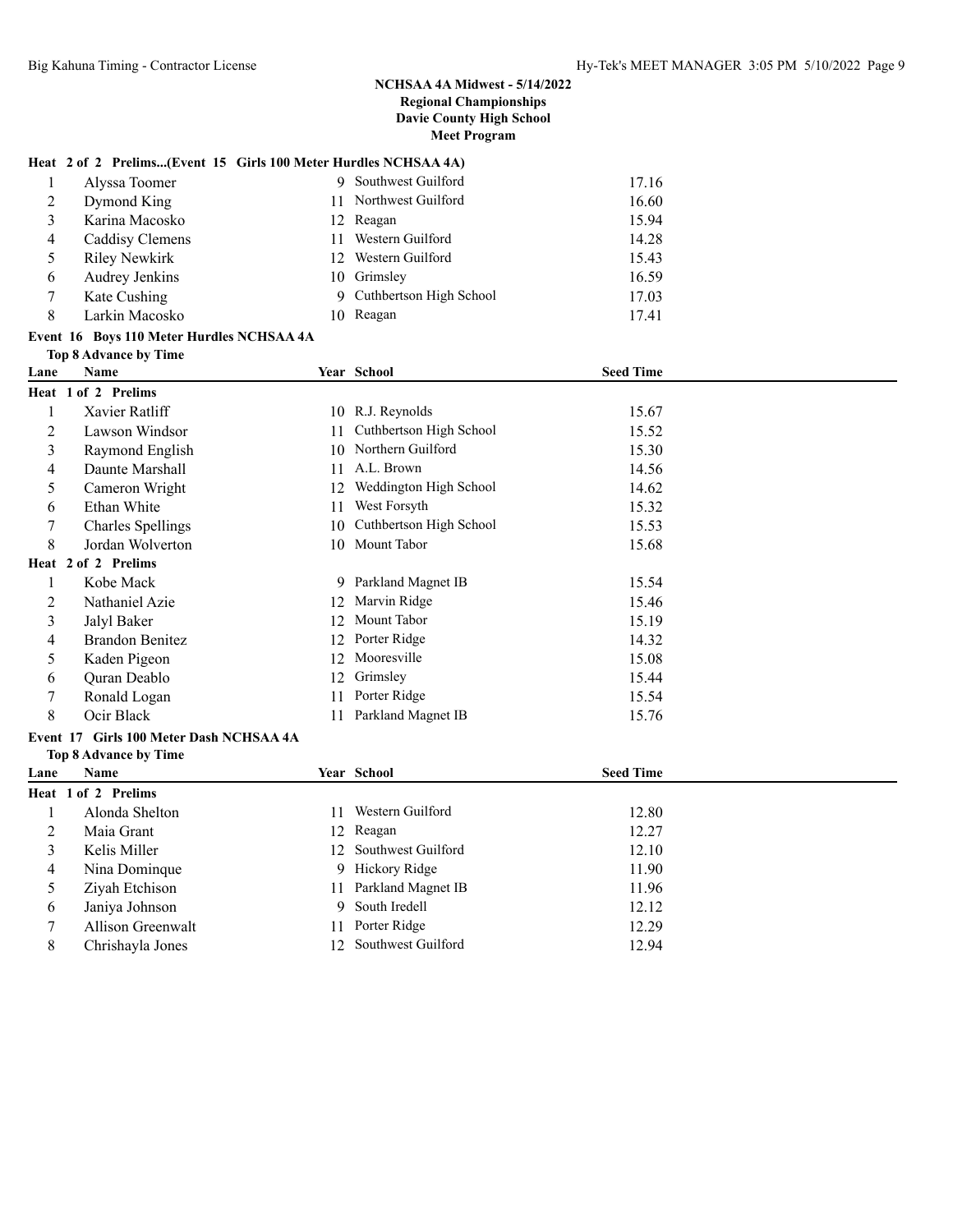# NCHSAA 4A Midwest - 5/14/2022
## Regional Championships
## Davie County High School
## Meet Program

**Heat 2 of 2 Prelims...(Event 15 Girls 100 Meter Hurdles NCHSAA 4A)**

| Lane | Name | Year | School | Seed Time |
|---|---|---|---|---|
| 1 | Alyssa Toomer | 9 | Southwest Guilford | 17.16 |
| 2 | Dymond King | 11 | Northwest Guilford | 16.60 |
| 3 | Karina Macosko | 12 | Reagan | 15.94 |
| 4 | Caddisy Clemens | 11 | Western Guilford | 14.28 |
| 5 | Riley Newkirk | 12 | Western Guilford | 15.43 |
| 6 | Audrey Jenkins | 10 | Grimsley | 16.59 |
| 7 | Kate Cushing | 9 | Cuthbertson High School | 17.03 |
| 8 | Larkin Macosko | 10 | Reagan | 17.41 |

### Event 16 Boys 110 Meter Hurdles NCHSAA 4A

**Top 8 Advance by Time**

| Lane | Name | Year | School | Seed Time |
|---|---|---|---|---|
| **Heat 1 of 2 Prelims** | | | | |
| 1 | Xavier Ratliff | 10 | R.J. Reynolds | 15.67 |
| 2 | Lawson Windsor | 11 | Cuthbertson High School | 15.52 |
| 3 | Raymond English | 10 | Northern Guilford | 15.30 |
| 4 | Daunte Marshall | 11 | A.L. Brown | 14.56 |
| 5 | Cameron Wright | 12 | Weddington High School | 14.62 |
| 6 | Ethan White | 11 | West Forsyth | 15.32 |
| 7 | Charles Spellings | 10 | Cuthbertson High School | 15.53 |
| 8 | Jordan Wolverton | 10 | Mount Tabor | 15.68 |
| **Heat 2 of 2 Prelims** | | | | |
| 1 | Kobe Mack | 9 | Parkland Magnet IB | 15.54 |
| 2 | Nathaniel Azie | 12 | Marvin Ridge | 15.46 |
| 3 | Jalyl Baker | 12 | Mount Tabor | 15.19 |
| 4 | Brandon Benitez | 12 | Porter Ridge | 14.32 |
| 5 | Kaden Pigeon | 12 | Mooresville | 15.08 |
| 6 | Quran Deablo | 12 | Grimsley | 15.44 |
| 7 | Ronald Logan | 11 | Porter Ridge | 15.54 |
| 8 | Ocir Black | 11 | Parkland Magnet IB | 15.76 |

### Event 17 Girls 100 Meter Dash NCHSAA 4A

**Top 8 Advance by Time**

| Lane | Name | Year | School | Seed Time |
|---|---|---|---|---|
| **Heat 1 of 2 Prelims** | | | | |
| 1 | Alonda Shelton | 11 | Western Guilford | 12.80 |
| 2 | Maia Grant | 12 | Reagan | 12.27 |
| 3 | Kelis Miller | 12 | Southwest Guilford | 12.10 |
| 4 | Nina Dominque | 9 | Hickory Ridge | 11.90 |
| 5 | Ziyah Etchison | 11 | Parkland Magnet IB | 11.96 |
| 6 | Janiya Johnson | 9 | South Iredell | 12.12 |
| 7 | Allison Greenwalt | 11 | Porter Ridge | 12.29 |
| 8 | Chrishayla Jones | 12 | Southwest Guilford | 12.94 |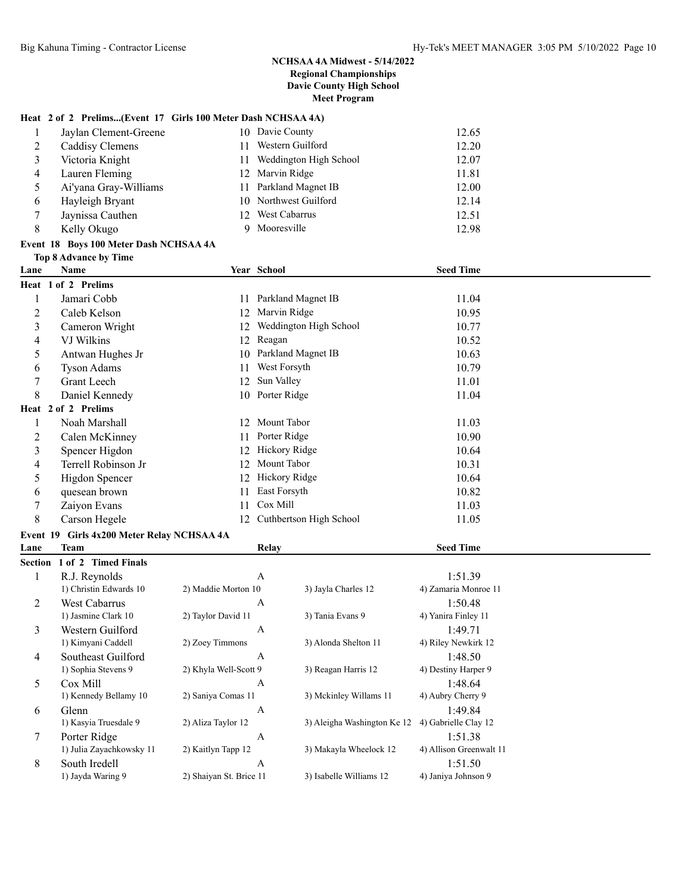**NCHSAA 4A Midwest - 5/14/2022**
**Regional Championships**
**Davie County High School**
**Meet Program**

### Heat 2 of 2 Prelims...(Event 17 Girls 100 Meter Dash NCHSAA 4A)

| Lane | Name | Year | School | Seed Time |
|---|---|---|---|---|
| 1 | Jaylan Clement-Greene | 10 | Davie County | 12.65 |
| 2 | Caddisy Clemens | 11 | Western Guilford | 12.20 |
| 3 | Victoria Knight | 11 | Weddington High School | 12.07 |
| 4 | Lauren Fleming | 12 | Marvin Ridge | 11.81 |
| 5 | Ai'yana Gray-Williams | 11 | Parkland Magnet IB | 12.00 |
| 6 | Hayleigh Bryant | 10 | Northwest Guilford | 12.14 |
| 7 | Jaynissa Cauthen | 12 | West Cabarrus | 12.51 |
| 8 | Kelly Okugo | 9 | Mooresville | 12.98 |

### Event 18 Boys 100 Meter Dash NCHSAA 4A

**Top 8 Advance by Time**

| Lane | Name | Year | School | Seed Time |
|---|---|---|---|---|
| **Heat 1 of 2 Prelims** | | | | |
| 1 | Jamari Cobb | 11 | Parkland Magnet IB | 11.04 |
| 2 | Caleb Kelson | 12 | Marvin Ridge | 10.95 |
| 3 | Cameron Wright | 12 | Weddington High School | 10.77 |
| 4 | VJ Wilkins | 12 | Reagan | 10.52 |
| 5 | Antwan Hughes Jr | 10 | Parkland Magnet IB | 10.63 |
| 6 | Tyson Adams | 11 | West Forsyth | 10.79 |
| 7 | Grant Leech | 12 | Sun Valley | 11.01 |
| 8 | Daniel Kennedy | 10 | Porter Ridge | 11.04 |
| **Heat 2 of 2 Prelims** | | | | |
| 1 | Noah Marshall | 12 | Mount Tabor | 11.03 |
| 2 | Calen McKinney | 11 | Porter Ridge | 10.90 |
| 3 | Spencer Higdon | 12 | Hickory Ridge | 10.64 |
| 4 | Terrell Robinson Jr | 12 | Mount Tabor | 10.31 |
| 5 | Higdon Spencer | 12 | Hickory Ridge | 10.64 |
| 6 | quesean brown | 11 | East Forsyth | 10.82 |
| 7 | Zaiyon Evans | 11 | Cox Mill | 11.03 |
| 8 | Carson Hegele | 12 | Cuthbertson High School | 11.05 |

### Event 19 Girls 4x200 Meter Relay NCHSAA 4A

| Lane | Team | Relay | | Seed Time |
|---|---|---|---|---|
| **Section 1 of 2 Timed Finals** | | | | |
| 1 | R.J. Reynolds | A | | 1:51.39 |
| | 1) Christin Edwards 10 | 2) Maddie Morton 10 | 3) Jayla Charles 12 | 4) Zamaria Monroe 11 |
| 2 | West Cabarrus | A | | 1:50.48 |
| | 1) Jasmine Clark 10 | 2) Taylor David 11 | 3) Tania Evans 9 | 4) Yanira Finley 11 |
| 3 | Western Guilford | A | | 1:49.71 |
| | 1) Kimyani Caddell | 2) Zoey Timmons | 3) Alonda Shelton 11 | 4) Riley Newkirk 12 |
| 4 | Southeast Guilford | A | | 1:48.50 |
| | 1) Sophia Stevens 9 | 2) Khyla Well-Scott 9 | 3) Reagan Harris 12 | 4) Destiny Harper 9 |
| 5 | Cox Mill | A | | 1:48.64 |
| | 1) Kennedy Bellamy 10 | 2) Saniya Comas 11 | 3) Mckinley Willams 11 | 4) Aubry Cherry 9 |
| 6 | Glenn | A | | 1:49.84 |
| | 1) Kasyia Truesdale 9 | 2) Aliza Taylor 12 | 3) Aleigha Washington Ke 12 | 4) Gabrielle Clay 12 |
| 7 | Porter Ridge | A | | 1:51.38 |
| | 1) Julia Zayachkowsky 11 | 2) Kaitlyn Tapp 12 | 3) Makayla Wheelock 12 | 4) Allison Greenwalt 11 |
| 8 | South Iredell | A | | 1:51.50 |
| | 1) Jayda Waring 9 | 2) Shaiyan St. Brice 11 | 3) Isabelle Williams 12 | 4) Janiya Johnson 9 |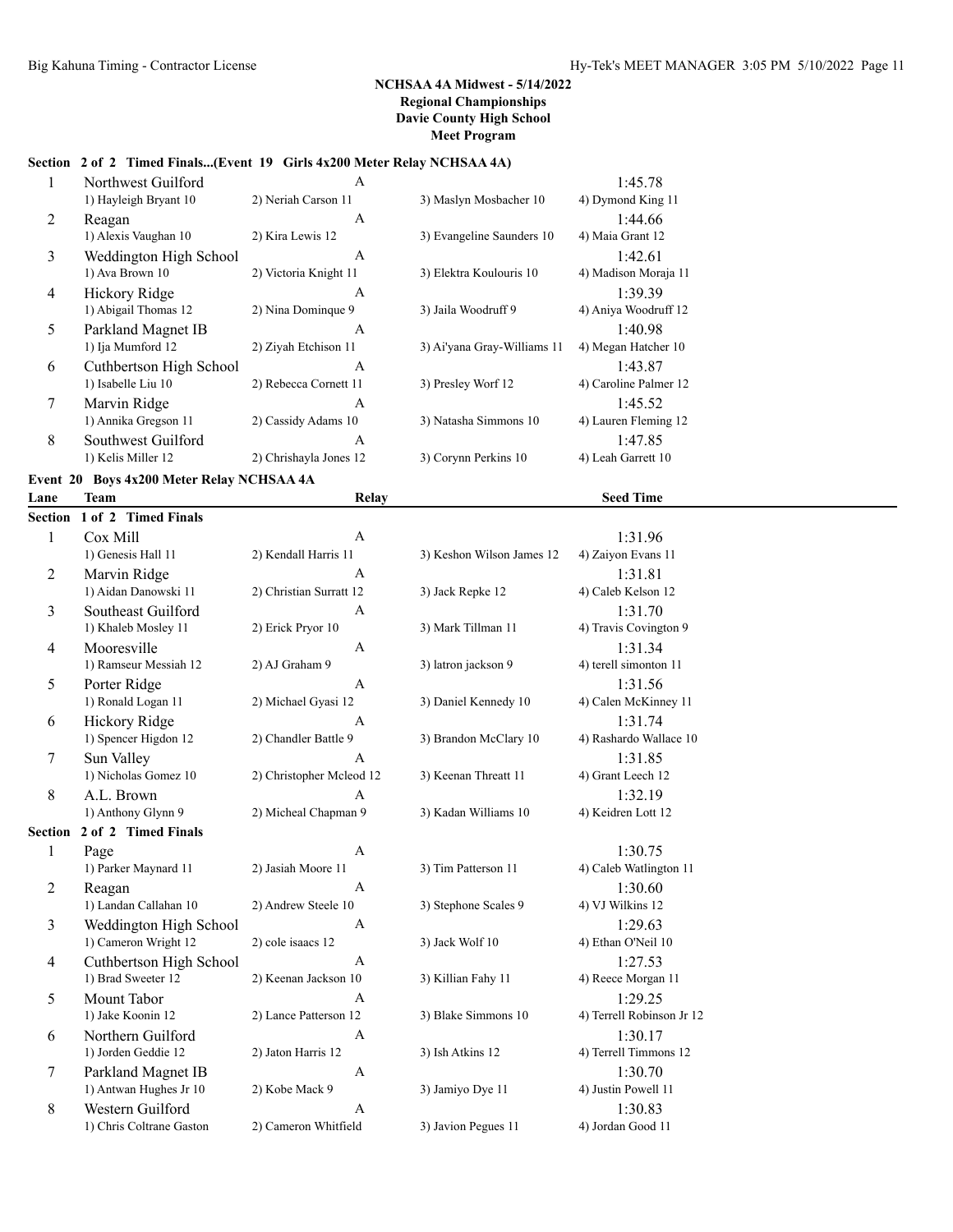**NCHSAA 4A Midwest - 5/14/2022**
**Regional Championships**
**Davie County High School**
**Meet Program**

### Section 2 of 2 Timed Finals...(Event 19 Girls 4x200 Meter Relay NCHSAA 4A)

| Lane | Team | Relay | | Seed Time |
|---|---|---|---|---|
| 1 | Northwest Guilford | A | | 1:45.78 |
| | 1) Hayleigh Bryant 10 | 2) Neriah Carson 11 | 3) Maslyn Mosbacher 10 | 4) Dymond King 11 |
| 2 | Reagan | A | | 1:44.66 |
| | 1) Alexis Vaughan 10 | 2) Kira Lewis 12 | 3) Evangeline Saunders 10 | 4) Maia Grant 12 |
| 3 | Weddington High School | A | | 1:42.61 |
| | 1) Ava Brown 10 | 2) Victoria Knight 11 | 3) Elektra Koulouris 10 | 4) Madison Moraja 11 |
| 4 | Hickory Ridge | A | | 1:39.39 |
| | 1) Abigail Thomas 12 | 2) Nina Dominque 9 | 3) Jaila Woodruff 9 | 4) Aniya Woodruff 12 |
| 5 | Parkland Magnet IB | A | | 1:40.98 |
| | 1) Ija Mumford 12 | 2) Ziyah Etchison 11 | 3) Ai'yana Gray-Williams 11 | 4) Megan Hatcher 10 |
| 6 | Cuthbertson High School | A | | 1:43.87 |
| | 1) Isabelle Liu 10 | 2) Rebecca Cornett 11 | 3) Presley Worf 12 | 4) Caroline Palmer 12 |
| 7 | Marvin Ridge | A | | 1:45.52 |
| | 1) Annika Gregson 11 | 2) Cassidy Adams 10 | 3) Natasha Simmons 10 | 4) Lauren Fleming 12 |
| 8 | Southwest Guilford | A | | 1:47.85 |
| | 1) Kelis Miller 12 | 2) Chrishayla Jones 12 | 3) Corynn Perkins 10 | 4) Leah Garrett 10 |

### Event 20 Boys 4x200 Meter Relay NCHSAA 4A

| Lane | Team | Relay | | Seed Time |
|---|---|---|---|---|
| **Section 1 of 2 Timed Finals** | | | | |
| 1 | Cox Mill | A | | 1:31.96 |
| | 1) Genesis Hall 11 | 2) Kendall Harris 11 | 3) Keshon Wilson James 12 | 4) Zaiyon Evans 11 |
| 2 | Marvin Ridge | A | | 1:31.81 |
| | 1) Aidan Danowski 11 | 2) Christian Surratt 12 | 3) Jack Repke 12 | 4) Caleb Kelson 12 |
| 3 | Southeast Guilford | A | | 1:31.70 |
| | 1) Khaleb Mosley 11 | 2) Erick Pryor 10 | 3) Mark Tillman 11 | 4) Travis Covington 9 |
| 4 | Mooresville | A | | 1:31.34 |
| | 1) Ramseur Messiah 12 | 2) AJ Graham 9 | 3) latron jackson 9 | 4) terell simonton 11 |
| 5 | Porter Ridge | A | | 1:31.56 |
| | 1) Ronald Logan 11 | 2) Michael Gyasi 12 | 3) Daniel Kennedy 10 | 4) Calen McKinney 11 |
| 6 | Hickory Ridge | A | | 1:31.74 |
| | 1) Spencer Higdon 12 | 2) Chandler Battle 9 | 3) Brandon McClary 10 | 4) Rashardo Wallace 10 |
| 7 | Sun Valley | A | | 1:31.85 |
| | 1) Nicholas Gomez 10 | 2) Christopher Mcleod 12 | 3) Keenan Threatt 11 | 4) Grant Leech 12 |
| 8 | A.L. Brown | A | | 1:32.19 |
| | 1) Anthony Glynn 9 | 2) Micheal Chapman 9 | 3) Kadan Williams 10 | 4) Keidren Lott 12 |
| **Section 2 of 2 Timed Finals** | | | | |
| 1 | Page | A | | 1:30.75 |
| | 1) Parker Maynard 11 | 2) Jasiah Moore 11 | 3) Tim Patterson 11 | 4) Caleb Watlington 11 |
| 2 | Reagan | A | | 1:30.60 |
| | 1) Landan Callahan 10 | 2) Andrew Steele 10 | 3) Stephone Scales 9 | 4) VJ Wilkins 12 |
| 3 | Weddington High School | A | | 1:29.63 |
| | 1) Cameron Wright 12 | 2) cole isaacs 12 | 3) Jack Wolf 10 | 4) Ethan O'Neil 10 |
| 4 | Cuthbertson High School | A | | 1:27.53 |
| | 1) Brad Sweeter 12 | 2) Keenan Jackson 10 | 3) Killian Fahy 11 | 4) Reece Morgan 11 |
| 5 | Mount Tabor | A | | 1:29.25 |
| | 1) Jake Koonin 12 | 2) Lance Patterson 12 | 3) Blake Simmons 10 | 4) Terrell Robinson Jr 12 |
| 6 | Northern Guilford | A | | 1:30.17 |
| | 1) Jorden Geddie 12 | 2) Jaton Harris 12 | 3) Ish Atkins 12 | 4) Terrell Timmons 12 |
| 7 | Parkland Magnet IB | A | | 1:30.70 |
| | 1) Antwan Hughes Jr 10 | 2) Kobe Mack 9 | 3) Jamiyo Dye 11 | 4) Justin Powell 11 |
| 8 | Western Guilford | A | | 1:30.83 |
| | 1) Chris Coltrane Gaston | 2) Cameron Whitfield | 3) Javion Pegues 11 | 4) Jordan Good 11 |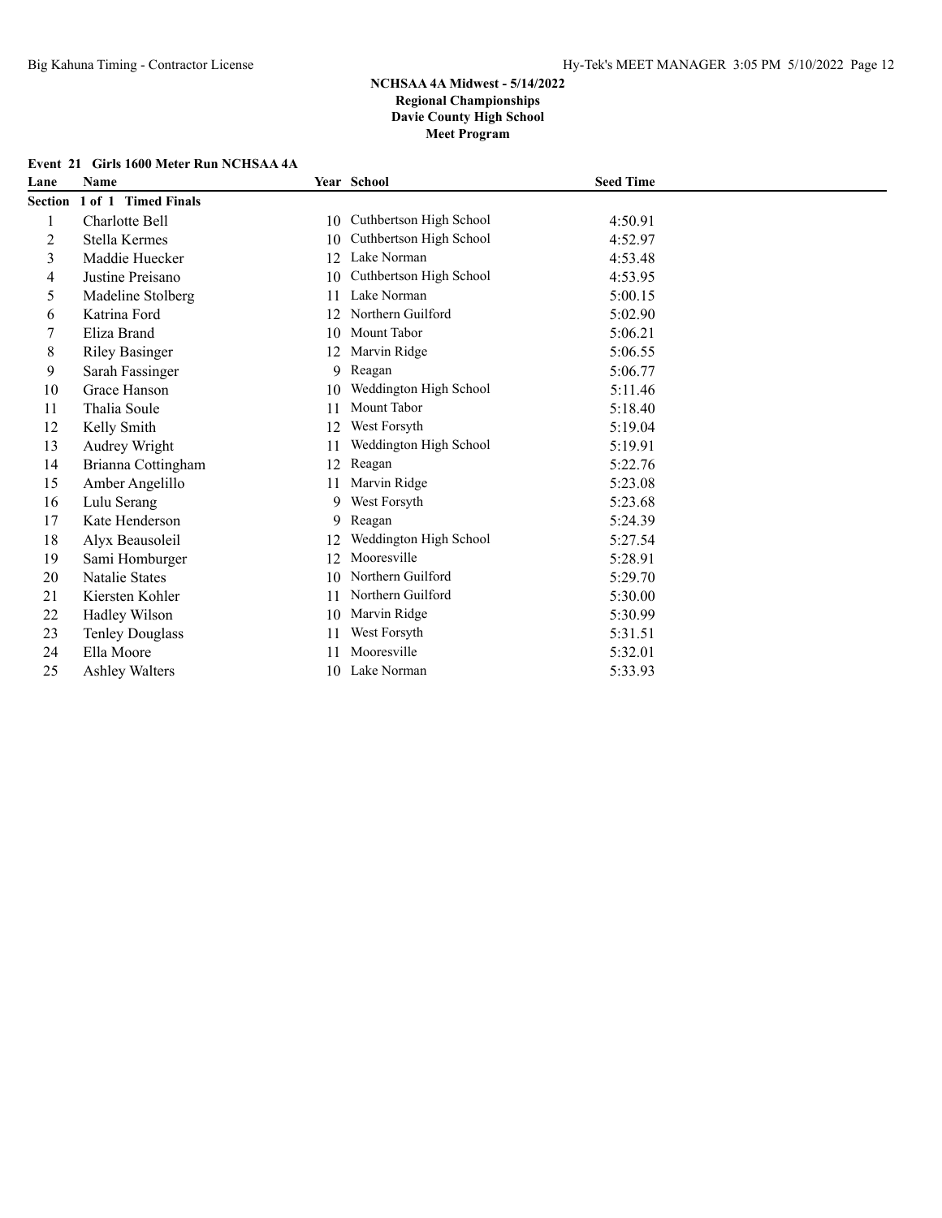**NCHSAA 4A Midwest - 5/14/2022**
**Regional Championships**
**Davie County High School**
**Meet Program**

### Event 21 Girls 1600 Meter Run NCHSAA 4A

| Lane | Name | Year | School | Seed Time |
|---|---|---|---|---|
| **Section 1 of 1 Timed Finals** | | | | |
| 1 | Charlotte Bell | 10 | Cuthbertson High School | 4:50.91 |
| 2 | Stella Kermes | 10 | Cuthbertson High School | 4:52.97 |
| 3 | Maddie Huecker | 12 | Lake Norman | 4:53.48 |
| 4 | Justine Preisano | 10 | Cuthbertson High School | 4:53.95 |
| 5 | Madeline Stolberg | 11 | Lake Norman | 5:00.15 |
| 6 | Katrina Ford | 12 | Northern Guilford | 5:02.90 |
| 7 | Eliza Brand | 10 | Mount Tabor | 5:06.21 |
| 8 | Riley Basinger | 12 | Marvin Ridge | 5:06.55 |
| 9 | Sarah Fassinger | 9 | Reagan | 5:06.77 |
| 10 | Grace Hanson | 10 | Weddington High School | 5:11.46 |
| 11 | Thalia Soule | 11 | Mount Tabor | 5:18.40 |
| 12 | Kelly Smith | 12 | West Forsyth | 5:19.04 |
| 13 | Audrey Wright | 11 | Weddington High School | 5:19.91 |
| 14 | Brianna Cottingham | 12 | Reagan | 5:22.76 |
| 15 | Amber Angelillo | 11 | Marvin Ridge | 5:23.08 |
| 16 | Lulu Serang | 9 | West Forsyth | 5:23.68 |
| 17 | Kate Henderson | 9 | Reagan | 5:24.39 |
| 18 | Alyx Beausoleil | 12 | Weddington High School | 5:27.54 |
| 19 | Sami Homburger | 12 | Mooresville | 5:28.91 |
| 20 | Natalie States | 10 | Northern Guilford | 5:29.70 |
| 21 | Kiersten Kohler | 11 | Northern Guilford | 5:30.00 |
| 22 | Hadley Wilson | 10 | Marvin Ridge | 5:30.99 |
| 23 | Tenley Douglass | 11 | West Forsyth | 5:31.51 |
| 24 | Ella Moore | 11 | Mooresville | 5:32.01 |
| 25 | Ashley Walters | 10 | Lake Norman | 5:33.93 |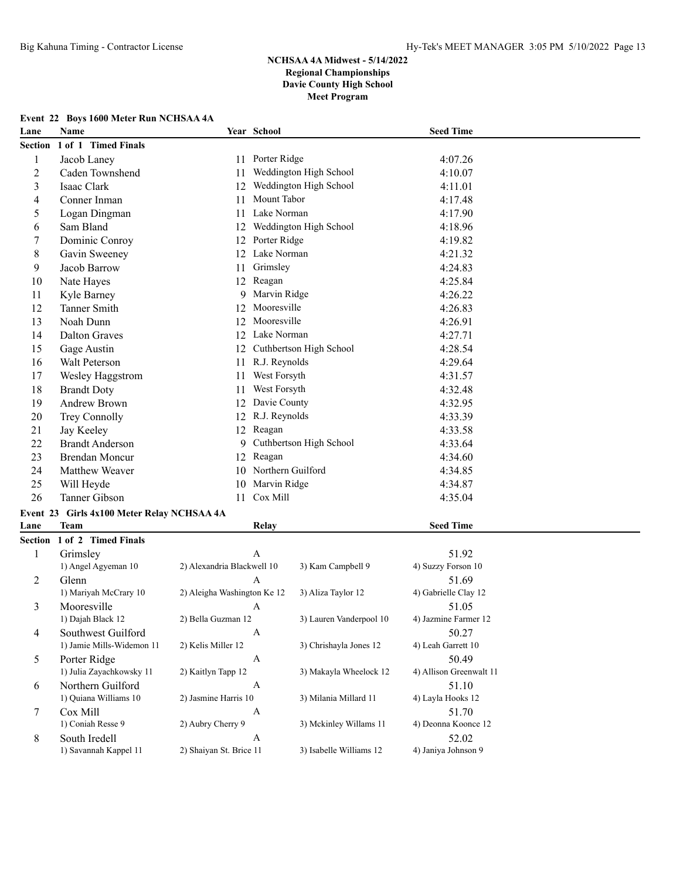# NCHSAA 4A Midwest - 5/14/2022
## Regional Championships
## Davie County High School
## Meet Program

### Event 22 Boys 1600 Meter Run NCHSAA 4A

| Lane | Name | Year | School | Seed Time |
|---|---|---|---|---|
| **Section 1 of 1 Timed Finals** | | | | |
| 1 | Jacob Laney | 11 | Porter Ridge | 4:07.26 |
| 2 | Caden Townshend | 11 | Weddington High School | 4:10.07 |
| 3 | Isaac Clark | 12 | Weddington High School | 4:11.01 |
| 4 | Conner Inman | 11 | Mount Tabor | 4:17.48 |
| 5 | Logan Dingman | 11 | Lake Norman | 4:17.90 |
| 6 | Sam Bland | 12 | Weddington High School | 4:18.96 |
| 7 | Dominic Conroy | 12 | Porter Ridge | 4:19.82 |
| 8 | Gavin Sweeney | 12 | Lake Norman | 4:21.32 |
| 9 | Jacob Barrow | 11 | Grimsley | 4:24.83 |
| 10 | Nate Hayes | 12 | Reagan | 4:25.84 |
| 11 | Kyle Barney | 9 | Marvin Ridge | 4:26.22 |
| 12 | Tanner Smith | 12 | Mooresville | 4:26.83 |
| 13 | Noah Dunn | 12 | Mooresville | 4:26.91 |
| 14 | Dalton Graves | 12 | Lake Norman | 4:27.71 |
| 15 | Gage Austin | 12 | Cuthbertson High School | 4:28.54 |
| 16 | Walt Peterson | 11 | R.J. Reynolds | 4:29.64 |
| 17 | Wesley Haggstrom | 11 | West Forsyth | 4:31.57 |
| 18 | Brandt Doty | 11 | West Forsyth | 4:32.48 |
| 19 | Andrew Brown | 12 | Davie County | 4:32.95 |
| 20 | Trey Connolly | 12 | R.J. Reynolds | 4:33.39 |
| 21 | Jay Keeley | 12 | Reagan | 4:33.58 |
| 22 | Brandt Anderson | 9 | Cuthbertson High School | 4:33.64 |
| 23 | Brendan Moncur | 12 | Reagan | 4:34.60 |
| 24 | Matthew Weaver | 10 | Northern Guilford | 4:34.85 |
| 25 | Will Heyde | 10 | Marvin Ridge | 4:34.87 |
| 26 | Tanner Gibson | 11 | Cox Mill | 4:35.04 |

### Event 23 Girls 4x100 Meter Relay NCHSAA 4A

| Lane | Team | Relay | | Seed Time |
|---|---|---|---|---|
| **Section 1 of 2 Timed Finals** | | | | |
| 1 | Grimsley | A | | 51.92 |
| | 1) Angel Agyeman 10 | 2) Alexandria Blackwell 10 | 3) Kam Campbell 9 | 4) Suzzy Forson 10 |
| 2 | Glenn | A | | 51.69 |
| | 1) Mariyah McCrary 10 | 2) Aleigha Washington Ke 12 | 3) Aliza Taylor 12 | 4) Gabrielle Clay 12 |
| 3 | Mooresville | A | | 51.05 |
| | 1) Dajah Black 12 | 2) Bella Guzman 12 | 3) Lauren Vanderpool 10 | 4) Jazmine Farmer 12 |
| 4 | Southwest Guilford | A | | 50.27 |
| | 1) Jamie Mills-Widemon 11 | 2) Kelis Miller 12 | 3) Chrishayla Jones 12 | 4) Leah Garrett 10 |
| 5 | Porter Ridge | A | | 50.49 |
| | 1) Julia Zayachkowsky 11 | 2) Kaitlyn Tapp 12 | 3) Makayla Wheelock 12 | 4) Allison Greenwalt 11 |
| 6 | Northern Guilford | A | | 51.10 |
| | 1) Quiana Williams 10 | 2) Jasmine Harris 10 | 3) Milania Millard 11 | 4) Layla Hooks 12 |
| 7 | Cox Mill | A | | 51.70 |
| | 1) Coniah Resse 9 | 2) Aubry Cherry 9 | 3) Mckinley Willams 11 | 4) Deonna Koonce 12 |
| 8 | South Iredell | A | | 52.02 |
| | 1) Savannah Kappel 11 | 2) Shaiyan St. Brice 11 | 3) Isabelle Williams 12 | 4) Janiya Johnson 9 |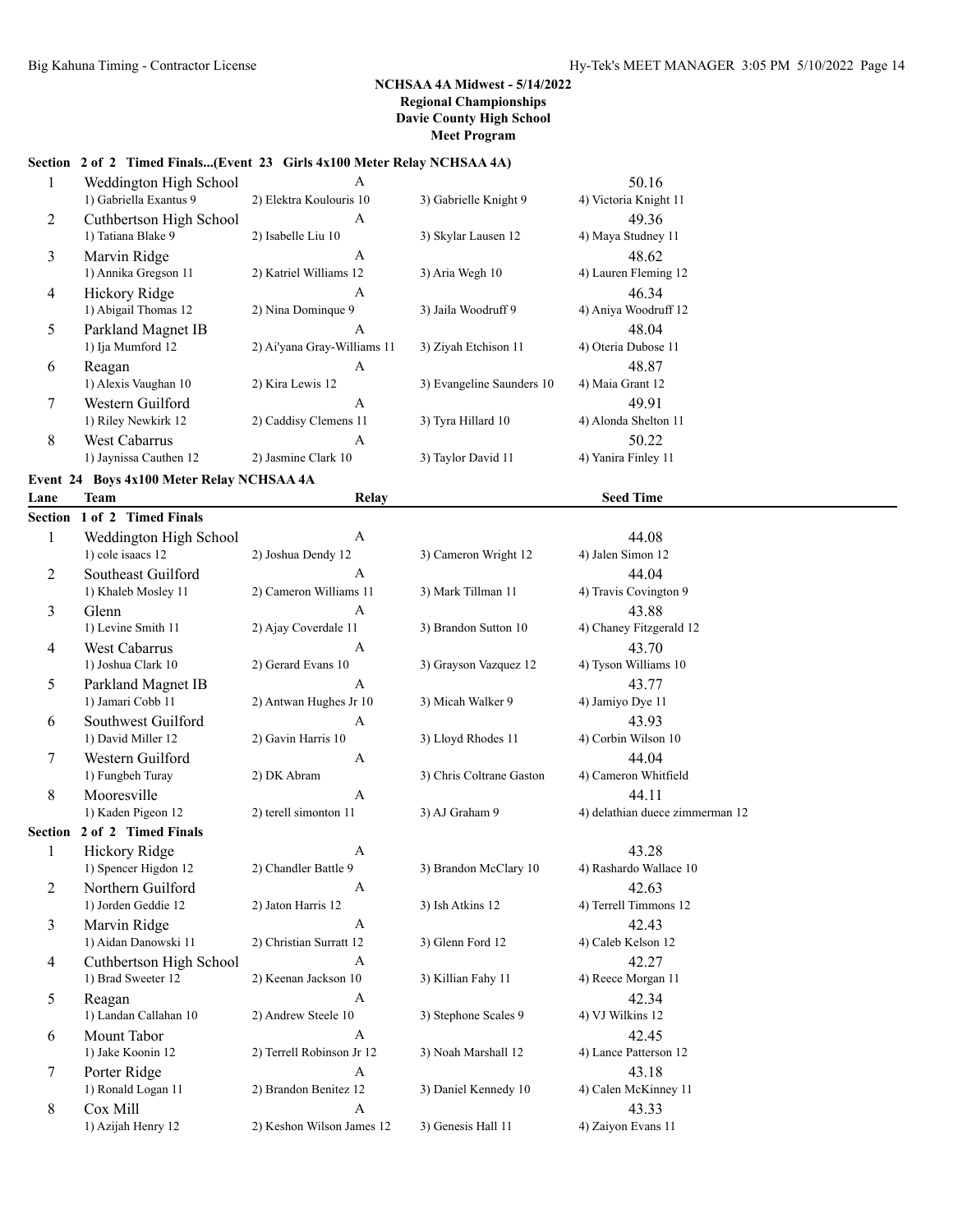# NCHSAA 4A Midwest - 5/14/2022
## Regional Championships
## Davie County High School
## Meet Program

### Section 2 of 2 Timed Finals...(Event 23 Girls 4x100 Meter Relay NCHSAA 4A)

| Lane | Team | Relay | | Seed Time |
|---|---|---|---|---|
| 1 | Weddington High School | A | | 50.16 |
| | 1) Gabriella Exantus 9 | 2) Elektra Koulouris 10 | 3) Gabrielle Knight 9 | 4) Victoria Knight 11 |
| 2 | Cuthbertson High School | A | | 49.36 |
| | 1) Tatiana Blake 9 | 2) Isabelle Liu 10 | 3) Skylar Lausen 12 | 4) Maya Studney 11 |
| 3 | Marvin Ridge | A | | 48.62 |
| | 1) Annika Gregson 11 | 2) Katriel Williams 12 | 3) Aria Wegh 10 | 4) Lauren Fleming 12 |
| 4 | Hickory Ridge | A | | 46.34 |
| | 1) Abigail Thomas 12 | 2) Nina Dominque 9 | 3) Jaila Woodruff 9 | 4) Aniya Woodruff 12 |
| 5 | Parkland Magnet IB | A | | 48.04 |
| | 1) Ija Mumford 12 | 2) Ai'yana Gray-Williams 11 | 3) Ziyah Etchison 11 | 4) Oteria Dubose 11 |
| 6 | Reagan | A | | 48.87 |
| | 1) Alexis Vaughan 10 | 2) Kira Lewis 12 | 3) Evangeline Saunders 10 | 4) Maia Grant 12 |
| 7 | Western Guilford | A | | 49.91 |
| | 1) Riley Newkirk 12 | 2) Caddisy Clemens 11 | 3) Tyra Hillard 10 | 4) Alonda Shelton 11 |
| 8 | West Cabarrus | A | | 50.22 |
| | 1) Jaynissa Cauthen 12 | 2) Jasmine Clark 10 | 3) Taylor David 11 | 4) Yanira Finley 11 |

### Event 24 Boys 4x100 Meter Relay NCHSAA 4A

| Lane | Team | Relay | | Seed Time |
|---|---|---|---|---|
| **Section 1 of 2 Timed Finals** | | | | |
| 1 | Weddington High School | A | | 44.08 |
| | 1) cole isaacs 12 | 2) Joshua Dendy 12 | 3) Cameron Wright 12 | 4) Jalen Simon 12 |
| 2 | Southeast Guilford | A | | 44.04 |
| | 1) Khaleb Mosley 11 | 2) Cameron Williams 11 | 3) Mark Tillman 11 | 4) Travis Covington 9 |
| 3 | Glenn | A | | 43.88 |
| | 1) Levine Smith 11 | 2) Ajay Coverdale 11 | 3) Brandon Sutton 10 | 4) Chaney Fitzgerald 12 |
| 4 | West Cabarrus | A | | 43.70 |
| | 1) Joshua Clark 10 | 2) Gerard Evans 10 | 3) Grayson Vazquez 12 | 4) Tyson Williams 10 |
| 5 | Parkland Magnet IB | A | | 43.77 |
| | 1) Jamari Cobb 11 | 2) Antwan Hughes Jr 10 | 3) Micah Walker 9 | 4) Jamiyo Dye 11 |
| 6 | Southwest Guilford | A | | 43.93 |
| | 1) David Miller 12 | 2) Gavin Harris 10 | 3) Lloyd Rhodes 11 | 4) Corbin Wilson 10 |
| 7 | Western Guilford | A | | 44.04 |
| | 1) Fungbeh Turay | 2) DK Abram | 3) Chris Coltrane Gaston | 4) Cameron Whitfield |
| 8 | Mooresville | A | | 44.11 |
| | 1) Kaden Pigeon 12 | 2) terell simonton 11 | 3) AJ Graham 9 | 4) delathian duece zimmerman 12 |
| **Section 2 of 2 Timed Finals** | | | | |
| 1 | Hickory Ridge | A | | 43.28 |
| | 1) Spencer Higdon 12 | 2) Chandler Battle 9 | 3) Brandon McClary 10 | 4) Rashardo Wallace 10 |
| 2 | Northern Guilford | A | | 42.63 |
| | 1) Jorden Geddie 12 | 2) Jaton Harris 12 | 3) Ish Atkins 12 | 4) Terrell Timmons 12 |
| 3 | Marvin Ridge | A | | 42.43 |
| | 1) Aidan Danowski 11 | 2) Christian Surratt 12 | 3) Glenn Ford 12 | 4) Caleb Kelson 12 |
| 4 | Cuthbertson High School | A | | 42.27 |
| | 1) Brad Sweeter 12 | 2) Keenan Jackson 10 | 3) Killian Fahy 11 | 4) Reece Morgan 11 |
| 5 | Reagan | A | | 42.34 |
| | 1) Landan Callahan 10 | 2) Andrew Steele 10 | 3) Stephone Scales 9 | 4) VJ Wilkins 12 |
| 6 | Mount Tabor | A | | 42.45 |
| | 1) Jake Koonin 12 | 2) Terrell Robinson Jr 12 | 3) Noah Marshall 12 | 4) Lance Patterson 12 |
| 7 | Porter Ridge | A | | 43.18 |
| | 1) Ronald Logan 11 | 2) Brandon Benitez 12 | 3) Daniel Kennedy 10 | 4) Calen McKinney 11 |
| 8 | Cox Mill | A | | 43.33 |
| | 1) Azijah Henry 12 | 2) Keshon Wilson James 12 | 3) Genesis Hall 11 | 4) Zaiyon Evans 11 |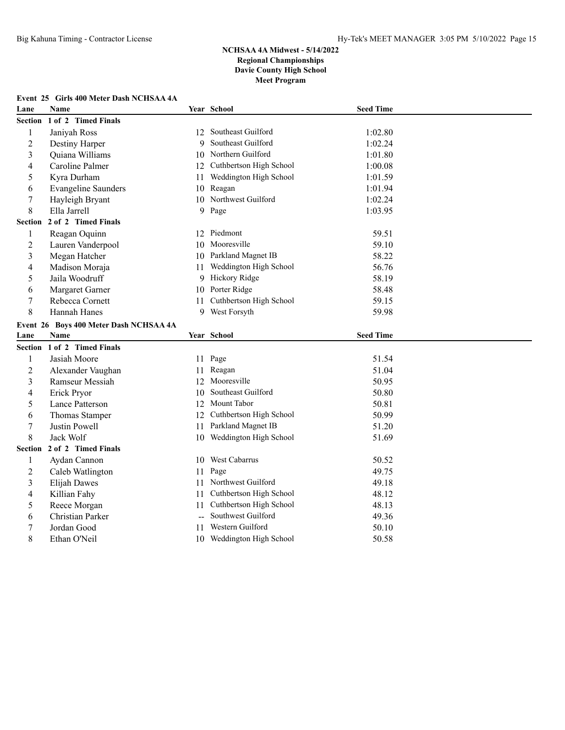# NCHSAA 4A Midwest - 5/14/2022
## Regional Championships
## Davie County High School
## Meet Program

### Event 25 Girls 400 Meter Dash NCHSAA 4A

| Lane | Name | Year | School | Seed Time |
|---|---|---|---|---|
| **Section 1 of 2 Timed Finals** | | | | |
| 1 | Janiyah Ross | 12 | Southeast Guilford | 1:02.80 |
| 2 | Destiny Harper | 9 | Southeast Guilford | 1:02.24 |
| 3 | Quiana Williams | 10 | Northern Guilford | 1:01.80 |
| 4 | Caroline Palmer | 12 | Cuthbertson High School | 1:00.08 |
| 5 | Kyra Durham | 11 | Weddington High School | 1:01.59 |
| 6 | Evangeline Saunders | 10 | Reagan | 1:01.94 |
| 7 | Hayleigh Bryant | 10 | Northwest Guilford | 1:02.24 |
| 8 | Ella Jarrell | 9 | Page | 1:03.95 |
| **Section 2 of 2 Timed Finals** | | | | |
| 1 | Reagan Oquinn | 12 | Piedmont | 59.51 |
| 2 | Lauren Vanderpool | 10 | Mooresville | 59.10 |
| 3 | Megan Hatcher | 10 | Parkland Magnet IB | 58.22 |
| 4 | Madison Moraja | 11 | Weddington High School | 56.76 |
| 5 | Jaila Woodruff | 9 | Hickory Ridge | 58.19 |
| 6 | Margaret Garner | 10 | Porter Ridge | 58.48 |
| 7 | Rebecca Cornett | 11 | Cuthbertson High School | 59.15 |
| 8 | Hannah Hanes | 9 | West Forsyth | 59.98 |

### Event 26 Boys 400 Meter Dash NCHSAA 4A

| Lane | Name | Year | School | Seed Time |
|---|---|---|---|---|
| **Section 1 of 2 Timed Finals** | | | | |
| 1 | Jasiah Moore | 11 | Page | 51.54 |
| 2 | Alexander Vaughan | 11 | Reagan | 51.04 |
| 3 | Ramseur Messiah | 12 | Mooresville | 50.95 |
| 4 | Erick Pryor | 10 | Southeast Guilford | 50.80 |
| 5 | Lance Patterson | 12 | Mount Tabor | 50.81 |
| 6 | Thomas Stamper | 12 | Cuthbertson High School | 50.99 |
| 7 | Justin Powell | 11 | Parkland Magnet IB | 51.20 |
| 8 | Jack Wolf | 10 | Weddington High School | 51.69 |
| **Section 2 of 2 Timed Finals** | | | | |
| 1 | Aydan Cannon | 10 | West Cabarrus | 50.52 |
| 2 | Caleb Watlington | 11 | Page | 49.75 |
| 3 | Elijah Dawes | 11 | Northwest Guilford | 49.18 |
| 4 | Killian Fahy | 11 | Cuthbertson High School | 48.12 |
| 5 | Reece Morgan | 11 | Cuthbertson High School | 48.13 |
| 6 | Christian Parker | -- | Southwest Guilford | 49.36 |
| 7 | Jordan Good | 11 | Western Guilford | 50.10 |
| 8 | Ethan O'Neil | 10 | Weddington High School | 50.58 |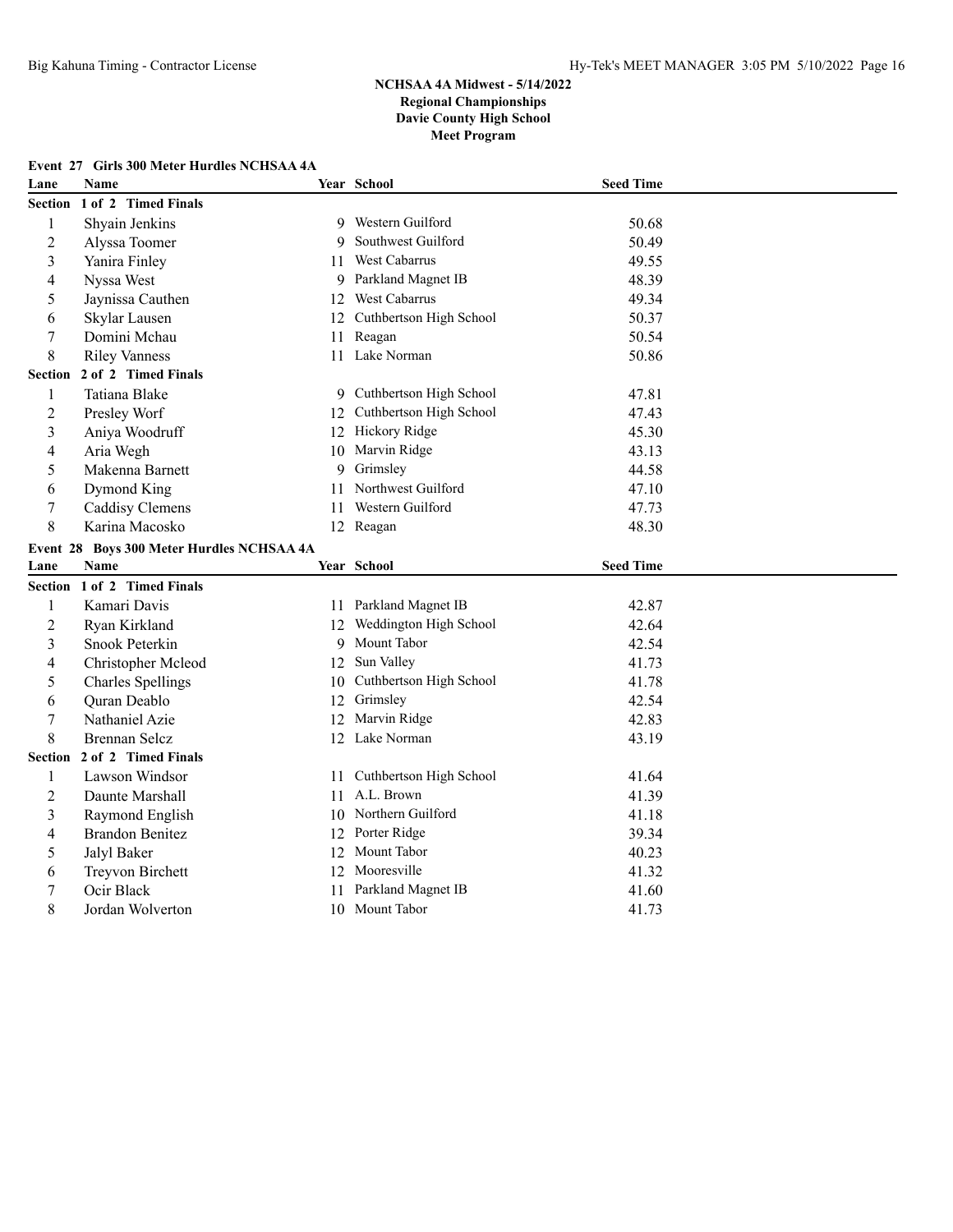# NCHSAA 4A Midwest - 5/14/2022
## Regional Championships
## Davie County High School
## Meet Program

### Event 27 Girls 300 Meter Hurdles NCHSAA 4A

| Lane | Name | Year | School | Seed Time |
|---|---|---|---|---|
| **Section 1 of 2 Timed Finals** | | | | |
| 1 | Shyain Jenkins | 9 | Western Guilford | 50.68 |
| 2 | Alyssa Toomer | 9 | Southwest Guilford | 50.49 |
| 3 | Yanira Finley | 11 | West Cabarrus | 49.55 |
| 4 | Nyssa West | 9 | Parkland Magnet IB | 48.39 |
| 5 | Jaynissa Cauthen | 12 | West Cabarrus | 49.34 |
| 6 | Skylar Lausen | 12 | Cuthbertson High School | 50.37 |
| 7 | Domini Mchau | 11 | Reagan | 50.54 |
| 8 | Riley Vanness | 11 | Lake Norman | 50.86 |
| **Section 2 of 2 Timed Finals** | | | | |
| 1 | Tatiana Blake | 9 | Cuthbertson High School | 47.81 |
| 2 | Presley Worf | 12 | Cuthbertson High School | 47.43 |
| 3 | Aniya Woodruff | 12 | Hickory Ridge | 45.30 |
| 4 | Aria Wegh | 10 | Marvin Ridge | 43.13 |
| 5 | Makenna Barnett | 9 | Grimsley | 44.58 |
| 6 | Dymond King | 11 | Northwest Guilford | 47.10 |
| 7 | Caddisy Clemens | 11 | Western Guilford | 47.73 |
| 8 | Karina Macosko | 12 | Reagan | 48.30 |

### Event 28 Boys 300 Meter Hurdles NCHSAA 4A

| Lane | Name | Year | School | Seed Time |
|---|---|---|---|---|
| **Section 1 of 2 Timed Finals** | | | | |
| 1 | Kamari Davis | 11 | Parkland Magnet IB | 42.87 |
| 2 | Ryan Kirkland | 12 | Weddington High School | 42.64 |
| 3 | Snook Peterkin | 9 | Mount Tabor | 42.54 |
| 4 | Christopher Mcleod | 12 | Sun Valley | 41.73 |
| 5 | Charles Spellings | 10 | Cuthbertson High School | 41.78 |
| 6 | Quran Deablo | 12 | Grimsley | 42.54 |
| 7 | Nathaniel Azie | 12 | Marvin Ridge | 42.83 |
| 8 | Brennan Selcz | 12 | Lake Norman | 43.19 |
| **Section 2 of 2 Timed Finals** | | | | |
| 1 | Lawson Windsor | 11 | Cuthbertson High School | 41.64 |
| 2 | Daunte Marshall | 11 | A.L. Brown | 41.39 |
| 3 | Raymond English | 10 | Northern Guilford | 41.18 |
| 4 | Brandon Benitez | 12 | Porter Ridge | 39.34 |
| 5 | Jalyl Baker | 12 | Mount Tabor | 40.23 |
| 6 | Treyvon Birchett | 12 | Mooresville | 41.32 |
| 7 | Ocir Black | 11 | Parkland Magnet IB | 41.60 |
| 8 | Jordan Wolverton | 10 | Mount Tabor | 41.73 |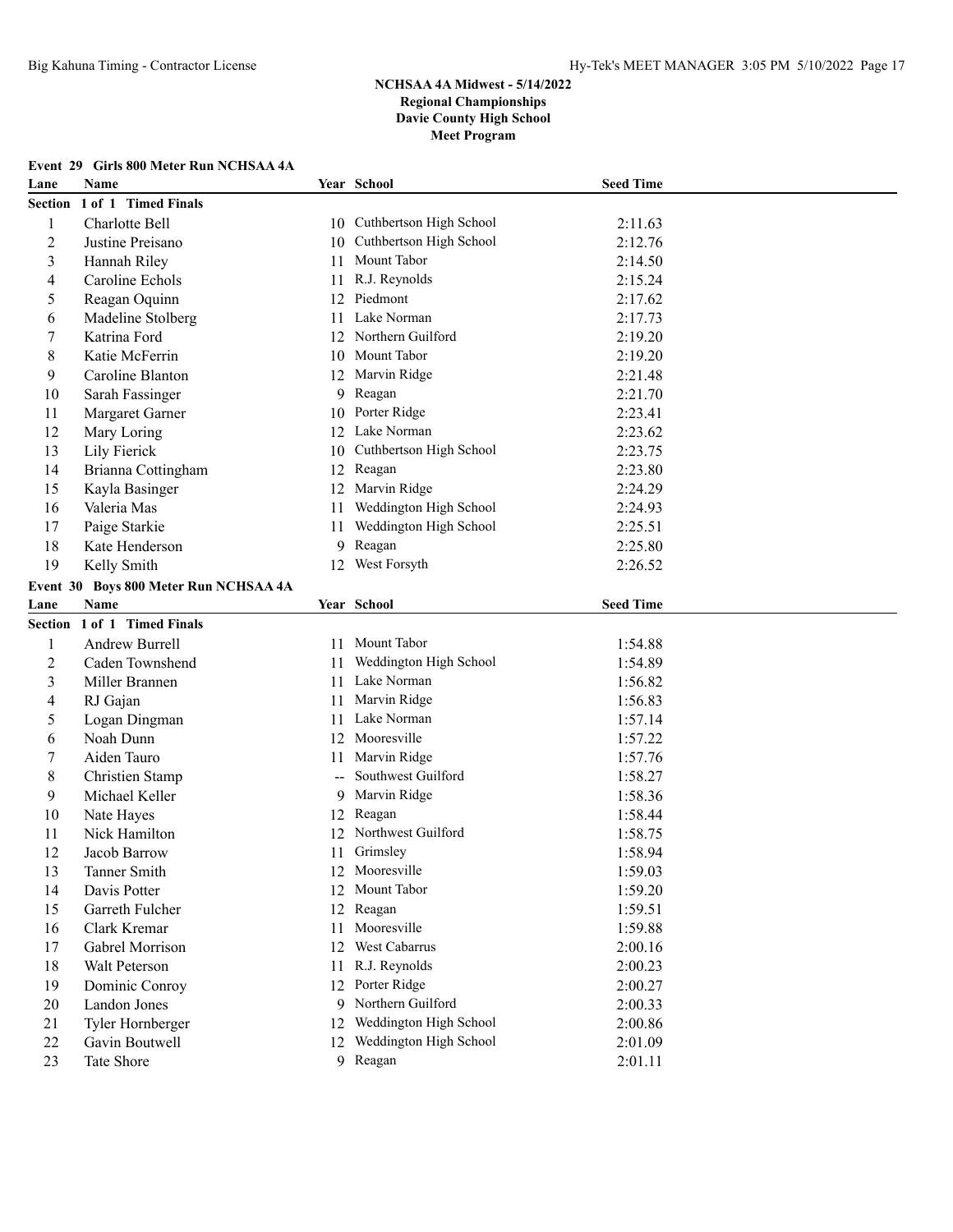# NCHSAA 4A Midwest - 5/14/2022
## Regional Championships
## Davie County High School
## Meet Program

### Event 29 Girls 800 Meter Run NCHSAA 4A

| Lane | Name | Year | School | Seed Time |
|---|---|---|---|---|
| **Section 1 of 1 Timed Finals** | | | | |
| 1 | Charlotte Bell | 10 | Cuthbertson High School | 2:11.63 |
| 2 | Justine Preisano | 10 | Cuthbertson High School | 2:12.76 |
| 3 | Hannah Riley | 11 | Mount Tabor | 2:14.50 |
| 4 | Caroline Echols | 11 | R.J. Reynolds | 2:15.24 |
| 5 | Reagan Oquinn | 12 | Piedmont | 2:17.62 |
| 6 | Madeline Stolberg | 11 | Lake Norman | 2:17.73 |
| 7 | Katrina Ford | 12 | Northern Guilford | 2:19.20 |
| 8 | Katie McFerrin | 10 | Mount Tabor | 2:19.20 |
| 9 | Caroline Blanton | 12 | Marvin Ridge | 2:21.48 |
| 10 | Sarah Fassinger | 9 | Reagan | 2:21.70 |
| 11 | Margaret Garner | 10 | Porter Ridge | 2:23.41 |
| 12 | Mary Loring | 12 | Lake Norman | 2:23.62 |
| 13 | Lily Fierick | 10 | Cuthbertson High School | 2:23.75 |
| 14 | Brianna Cottingham | 12 | Reagan | 2:23.80 |
| 15 | Kayla Basinger | 12 | Marvin Ridge | 2:24.29 |
| 16 | Valeria Mas | 11 | Weddington High School | 2:24.93 |
| 17 | Paige Starkie | 11 | Weddington High School | 2:25.51 |
| 18 | Kate Henderson | 9 | Reagan | 2:25.80 |
| 19 | Kelly Smith | 12 | West Forsyth | 2:26.52 |

### Event 30 Boys 800 Meter Run NCHSAA 4A

| Lane | Name | Year | School | Seed Time |
|---|---|---|---|---|
| **Section 1 of 1 Timed Finals** | | | | |
| 1 | Andrew Burrell | 11 | Mount Tabor | 1:54.88 |
| 2 | Caden Townshend | 11 | Weddington High School | 1:54.89 |
| 3 | Miller Brannen | 11 | Lake Norman | 1:56.82 |
| 4 | RJ Gajan | 11 | Marvin Ridge | 1:56.83 |
| 5 | Logan Dingman | 11 | Lake Norman | 1:57.14 |
| 6 | Noah Dunn | 12 | Mooresville | 1:57.22 |
| 7 | Aiden Tauro | 11 | Marvin Ridge | 1:57.76 |
| 8 | Christien Stamp | -- | Southwest Guilford | 1:58.27 |
| 9 | Michael Keller | 9 | Marvin Ridge | 1:58.36 |
| 10 | Nate Hayes | 12 | Reagan | 1:58.44 |
| 11 | Nick Hamilton | 12 | Northwest Guilford | 1:58.75 |
| 12 | Jacob Barrow | 11 | Grimsley | 1:58.94 |
| 13 | Tanner Smith | 12 | Mooresville | 1:59.03 |
| 14 | Davis Potter | 12 | Mount Tabor | 1:59.20 |
| 15 | Garreth Fulcher | 12 | Reagan | 1:59.51 |
| 16 | Clark Kremar | 11 | Mooresville | 1:59.88 |
| 17 | Gabrel Morrison | 12 | West Cabarrus | 2:00.16 |
| 18 | Walt Peterson | 11 | R.J. Reynolds | 2:00.23 |
| 19 | Dominic Conroy | 12 | Porter Ridge | 2:00.27 |
| 20 | Landon Jones | 9 | Northern Guilford | 2:00.33 |
| 21 | Tyler Hornberger | 12 | Weddington High School | 2:00.86 |
| 22 | Gavin Boutwell | 12 | Weddington High School | 2:01.09 |
| 23 | Tate Shore | 9 | Reagan | 2:01.11 |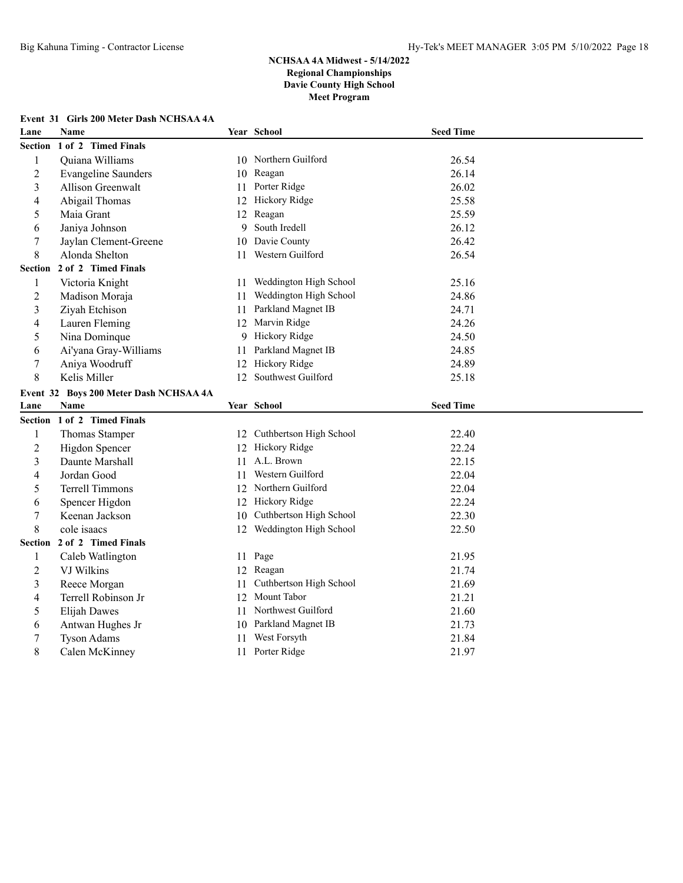# NCHSAA 4A Midwest - 5/14/2022
## Regional Championships
## Davie County High School
## Meet Program

### Event 31 Girls 200 Meter Dash NCHSAA 4A

| Lane | Name | Year | School | Seed Time |
|---|---|---|---|---|
| **Section 1 of 2 Timed Finals** | | | | |
| 1 | Quiana Williams | 10 | Northern Guilford | 26.54 |
| 2 | Evangeline Saunders | 10 | Reagan | 26.14 |
| 3 | Allison Greenwalt | 11 | Porter Ridge | 26.02 |
| 4 | Abigail Thomas | 12 | Hickory Ridge | 25.58 |
| 5 | Maia Grant | 12 | Reagan | 25.59 |
| 6 | Janiya Johnson | 9 | South Iredell | 26.12 |
| 7 | Jaylan Clement-Greene | 10 | Davie County | 26.42 |
| 8 | Alonda Shelton | 11 | Western Guilford | 26.54 |
| **Section 2 of 2 Timed Finals** | | | | |
| 1 | Victoria Knight | 11 | Weddington High School | 25.16 |
| 2 | Madison Moraja | 11 | Weddington High School | 24.86 |
| 3 | Ziyah Etchison | 11 | Parkland Magnet IB | 24.71 |
| 4 | Lauren Fleming | 12 | Marvin Ridge | 24.26 |
| 5 | Nina Dominque | 9 | Hickory Ridge | 24.50 |
| 6 | Ai'yana Gray-Williams | 11 | Parkland Magnet IB | 24.85 |
| 7 | Aniya Woodruff | 12 | Hickory Ridge | 24.89 |
| 8 | Kelis Miller | 12 | Southwest Guilford | 25.18 |

### Event 32 Boys 200 Meter Dash NCHSAA 4A

| Lane | Name | Year | School | Seed Time |
|---|---|---|---|---|
| **Section 1 of 2 Timed Finals** | | | | |
| 1 | Thomas Stamper | 12 | Cuthbertson High School | 22.40 |
| 2 | Higdon Spencer | 12 | Hickory Ridge | 22.24 |
| 3 | Daunte Marshall | 11 | A.L. Brown | 22.15 |
| 4 | Jordan Good | 11 | Western Guilford | 22.04 |
| 5 | Terrell Timmons | 12 | Northern Guilford | 22.04 |
| 6 | Spencer Higdon | 12 | Hickory Ridge | 22.24 |
| 7 | Keenan Jackson | 10 | Cuthbertson High School | 22.30 |
| 8 | cole isaacs | 12 | Weddington High School | 22.50 |
| **Section 2 of 2 Timed Finals** | | | | |
| 1 | Caleb Watlington | 11 | Page | 21.95 |
| 2 | VJ Wilkins | 12 | Reagan | 21.74 |
| 3 | Reece Morgan | 11 | Cuthbertson High School | 21.69 |
| 4 | Terrell Robinson Jr | 12 | Mount Tabor | 21.21 |
| 5 | Elijah Dawes | 11 | Northwest Guilford | 21.60 |
| 6 | Antwan Hughes Jr | 10 | Parkland Magnet IB | 21.73 |
| 7 | Tyson Adams | 11 | West Forsyth | 21.84 |
| 8 | Calen McKinney | 11 | Porter Ridge | 21.97 |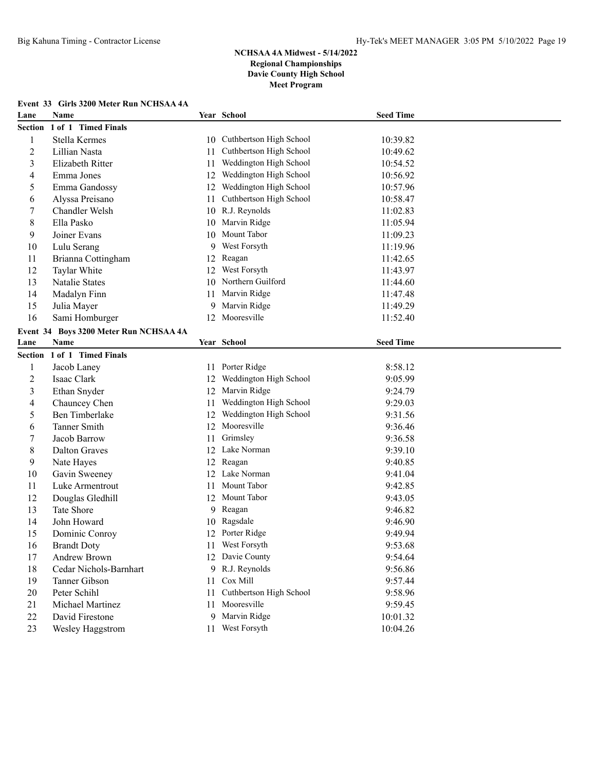# NCHSAA 4A Midwest - 5/14/2022
## Regional Championships
## Davie County High School
## Meet Program

### Event 33 Girls 3200 Meter Run NCHSAA 4A

**Section 1 of 1 Timed Finals**

| Lane | Name | Year | School | Seed Time |
|---|---|---|---|---|
| 1 | Stella Kermes | 10 | Cuthbertson High School | 10:39.82 |
| 2 | Lillian Nasta | 11 | Cuthbertson High School | 10:49.62 |
| 3 | Elizabeth Ritter | 11 | Weddington High School | 10:54.52 |
| 4 | Emma Jones | 12 | Weddington High School | 10:56.92 |
| 5 | Emma Gandossy | 12 | Weddington High School | 10:57.96 |
| 6 | Alyssa Preisano | 11 | Cuthbertson High School | 10:58.47 |
| 7 | Chandler Welsh | 10 | R.J. Reynolds | 11:02.83 |
| 8 | Ella Pasko | 10 | Marvin Ridge | 11:05.94 |
| 9 | Joiner Evans | 10 | Mount Tabor | 11:09.23 |
| 10 | Lulu Serang | 9 | West Forsyth | 11:19.96 |
| 11 | Brianna Cottingham | 12 | Reagan | 11:42.65 |
| 12 | Taylar White | 12 | West Forsyth | 11:43.97 |
| 13 | Natalie States | 10 | Northern Guilford | 11:44.60 |
| 14 | Madalyn Finn | 11 | Marvin Ridge | 11:47.48 |
| 15 | Julia Mayer | 9 | Marvin Ridge | 11:49.29 |
| 16 | Sami Homburger | 12 | Mooresville | 11:52.40 |

### Event 34 Boys 3200 Meter Run NCHSAA 4A

**Section 1 of 1 Timed Finals**

| Lane | Name | Year | School | Seed Time |
|---|---|---|---|---|
| 1 | Jacob Laney | 11 | Porter Ridge | 8:58.12 |
| 2 | Isaac Clark | 12 | Weddington High School | 9:05.99 |
| 3 | Ethan Snyder | 12 | Marvin Ridge | 9:24.79 |
| 4 | Chauncey Chen | 11 | Weddington High School | 9:29.03 |
| 5 | Ben Timberlake | 12 | Weddington High School | 9:31.56 |
| 6 | Tanner Smith | 12 | Mooresville | 9:36.46 |
| 7 | Jacob Barrow | 11 | Grimsley | 9:36.58 |
| 8 | Dalton Graves | 12 | Lake Norman | 9:39.10 |
| 9 | Nate Hayes | 12 | Reagan | 9:40.85 |
| 10 | Gavin Sweeney | 12 | Lake Norman | 9:41.04 |
| 11 | Luke Armentrout | 11 | Mount Tabor | 9:42.85 |
| 12 | Douglas Gledhill | 12 | Mount Tabor | 9:43.05 |
| 13 | Tate Shore | 9 | Reagan | 9:46.82 |
| 14 | John Howard | 10 | Ragsdale | 9:46.90 |
| 15 | Dominic Conroy | 12 | Porter Ridge | 9:49.94 |
| 16 | Brandt Doty | 11 | West Forsyth | 9:53.68 |
| 17 | Andrew Brown | 12 | Davie County | 9:54.64 |
| 18 | Cedar Nichols-Barnhart | 9 | R.J. Reynolds | 9:56.86 |
| 19 | Tanner Gibson | 11 | Cox Mill | 9:57.44 |
| 20 | Peter Schihl | 11 | Cuthbertson High School | 9:58.96 |
| 21 | Michael Martinez | 11 | Mooresville | 9:59.45 |
| 22 | David Firestone | 9 | Marvin Ridge | 10:01.32 |
| 23 | Wesley Haggstrom | 11 | West Forsyth | 10:04.26 |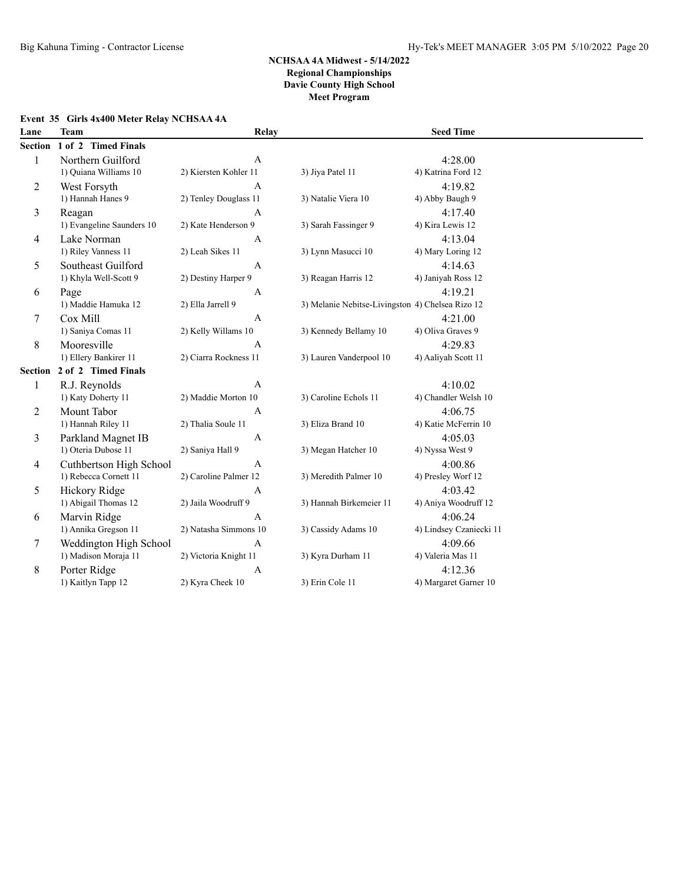**NCHSAA 4A Midwest - 5/14/2022**
**Regional Championships**
**Davie County High School**
**Meet Program**

**Event 35 Girls 4x400 Meter Relay NCHSAA 4A**

| Lane | Team | Relay | | Seed Time |
|---|---|---|---|---|
| **Section 1 of 2 Timed Finals** | | | | |
| 1 | Northern Guilford | A | | 4:28.00 |
| | 1) Quiana Williams 10 | 2) Kiersten Kohler 11 | 3) Jiya Patel 11 | 4) Katrina Ford 12 |
| 2 | West Forsyth | A | | 4:19.82 |
| | 1) Hannah Hanes 9 | 2) Tenley Douglass 11 | 3) Natalie Viera 10 | 4) Abby Baugh 9 |
| 3 | Reagan | A | | 4:17.40 |
| | 1) Evangeline Saunders 10 | 2) Kate Henderson 9 | 3) Sarah Fassinger 9 | 4) Kira Lewis 12 |
| 4 | Lake Norman | A | | 4:13.04 |
| | 1) Riley Vanness 11 | 2) Leah Sikes 11 | 3) Lynn Masucci 10 | 4) Mary Loring 12 |
| 5 | Southeast Guilford | A | | 4:14.63 |
| | 1) Khyla Well-Scott 9 | 2) Destiny Harper 9 | 3) Reagan Harris 12 | 4) Janiyah Ross 12 |
| 6 | Page | A | | 4:19.21 |
| | 1) Maddie Hamuka 12 | 2) Ella Jarrell 9 | 3) Melanie Nebitse-Livingston | 4) Chelsea Rizo 12 |
| 7 | Cox Mill | A | | 4:21.00 |
| | 1) Saniya Comas 11 | 2) Kelly Willams 10 | 3) Kennedy Bellamy 10 | 4) Oliva Graves 9 |
| 8 | Mooresville | A | | 4:29.83 |
| | 1) Ellery Bankirer 11 | 2) Ciarra Rockness 11 | 3) Lauren Vanderpool 10 | 4) Aaliyah Scott 11 |
| **Section 2 of 2 Timed Finals** | | | | |
| 1 | R.J. Reynolds | A | | 4:10.02 |
| | 1) Katy Doherty 11 | 2) Maddie Morton 10 | 3) Caroline Echols 11 | 4) Chandler Welsh 10 |
| 2 | Mount Tabor | A | | 4:06.75 |
| | 1) Hannah Riley 11 | 2) Thalia Soule 11 | 3) Eliza Brand 10 | 4) Katie McFerrin 10 |
| 3 | Parkland Magnet IB | A | | 4:05.03 |
| | 1) Oteria Dubose 11 | 2) Saniya Hall 9 | 3) Megan Hatcher 10 | 4) Nyssa West 9 |
| 4 | Cuthbertson High School | A | | 4:00.86 |
| | 1) Rebecca Cornett 11 | 2) Caroline Palmer 12 | 3) Meredith Palmer 10 | 4) Presley Worf 12 |
| 5 | Hickory Ridge | A | | 4:03.42 |
| | 1) Abigail Thomas 12 | 2) Jaila Woodruff 9 | 3) Hannah Birkemeier 11 | 4) Aniya Woodruff 12 |
| 6 | Marvin Ridge | A | | 4:06.24 |
| | 1) Annika Gregson 11 | 2) Natasha Simmons 10 | 3) Cassidy Adams 10 | 4) Lindsey Czaniecki 11 |
| 7 | Weddington High School | A | | 4:09.66 |
| | 1) Madison Moraja 11 | 2) Victoria Knight 11 | 3) Kyra Durham 11 | 4) Valeria Mas 11 |
| 8 | Porter Ridge | A | | 4:12.36 |
| | 1) Kaitlyn Tapp 12 | 2) Kyra Cheek 10 | 3) Erin Cole 11 | 4) Margaret Garner 10 |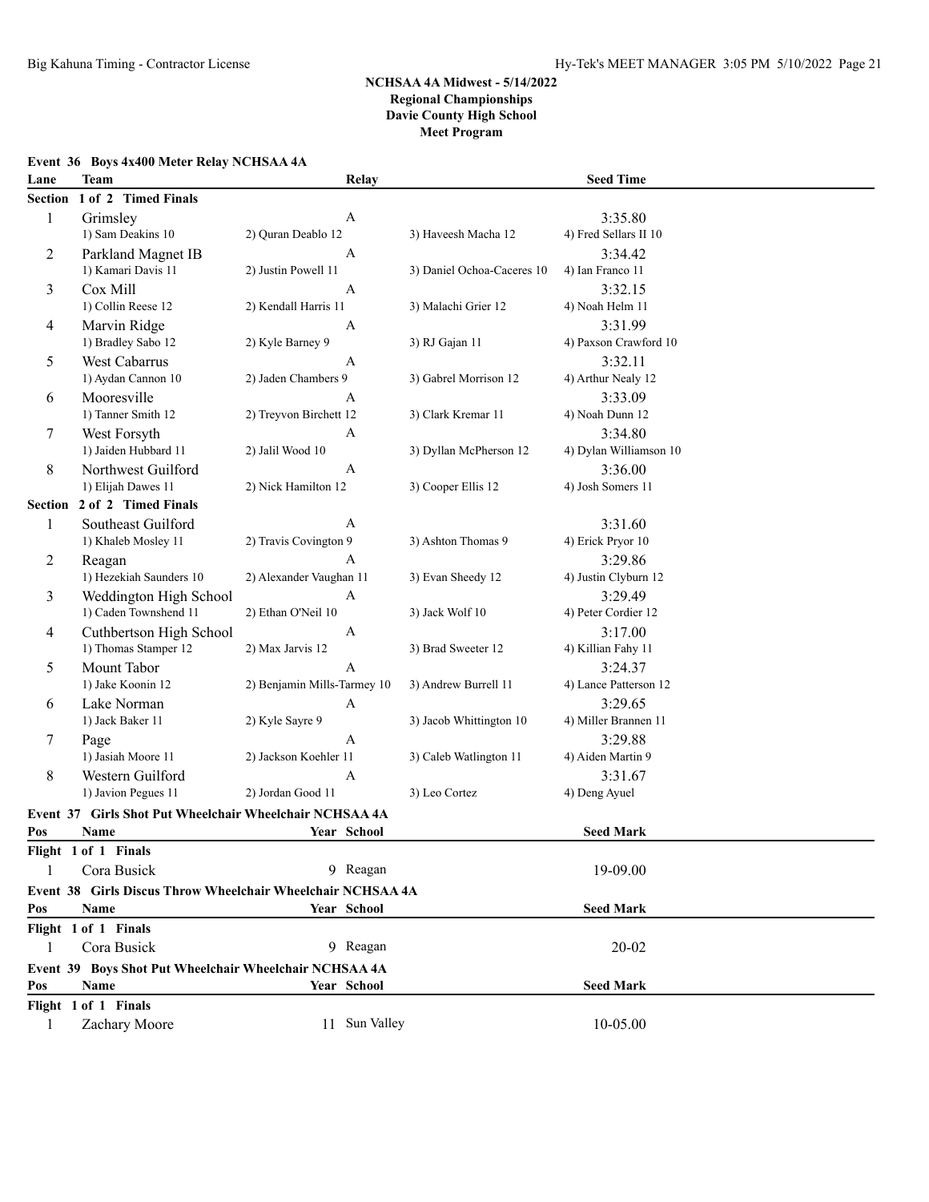# NCHSAA 4A Midwest - 5/14/2022
## Regional Championships
## Davie County High School
## Meet Program

### Event 36 Boys 4x400 Meter Relay NCHSAA 4A

| Lane | Team | Relay | | Seed Time |
|---|---|---|---|---|
| **Section 1 of 2 Timed Finals** | | | | |
| 1 | Grimsley | A | | 3:35.80 |
| | 1) Sam Deakins 10 | 2) Quran Deablo 12 | 3) Haveesh Macha 12 | 4) Fred Sellars II 10 |
| 2 | Parkland Magnet IB | A | | 3:34.42 |
| | 1) Kamari Davis 11 | 2) Justin Powell 11 | 3) Daniel Ochoa-Caceres 10 | 4) Ian Franco 11 |
| 3 | Cox Mill | A | | 3:32.15 |
| | 1) Collin Reese 12 | 2) Kendall Harris 11 | 3) Malachi Grier 12 | 4) Noah Helm 11 |
| 4 | Marvin Ridge | A | | 3:31.99 |
| | 1) Bradley Sabo 12 | 2) Kyle Barney 9 | 3) RJ Gajan 11 | 4) Paxson Crawford 10 |
| 5 | West Cabarrus | A | | 3:32.11 |
| | 1) Aydan Cannon 10 | 2) Jaden Chambers 9 | 3) Gabrel Morrison 12 | 4) Arthur Nealy 12 |
| 6 | Mooresville | A | | 3:33.09 |
| | 1) Tanner Smith 12 | 2) Treyvon Birchett 12 | 3) Clark Kremar 11 | 4) Noah Dunn 12 |
| 7 | West Forsyth | A | | 3:34.80 |
| | 1) Jaiden Hubbard 11 | 2) Jalil Wood 10 | 3) Dyllan McPherson 12 | 4) Dylan Williamson 10 |
| 8 | Northwest Guilford | A | | 3:36.00 |
| | 1) Elijah Dawes 11 | 2) Nick Hamilton 12 | 3) Cooper Ellis 12 | 4) Josh Somers 11 |
| **Section 2 of 2 Timed Finals** | | | | |
| 1 | Southeast Guilford | A | | 3:31.60 |
| | 1) Khaleb Mosley 11 | 2) Travis Covington 9 | 3) Ashton Thomas 9 | 4) Erick Pryor 10 |
| 2 | Reagan | A | | 3:29.86 |
| | 1) Hezekiah Saunders 10 | 2) Alexander Vaughan 11 | 3) Evan Sheedy 12 | 4) Justin Clyburn 12 |
| 3 | Weddington High School | A | | 3:29.49 |
| | 1) Caden Townshend 11 | 2) Ethan O'Neil 10 | 3) Jack Wolf 10 | 4) Peter Cordier 12 |
| 4 | Cuthbertson High School | A | | 3:17.00 |
| | 1) Thomas Stamper 12 | 2) Max Jarvis 12 | 3) Brad Sweeter 12 | 4) Killian Fahy 11 |
| 5 | Mount Tabor | A | | 3:24.37 |
| | 1) Jake Koonin 12 | 2) Benjamin Mills-Tarmey 10 | 3) Andrew Burrell 11 | 4) Lance Patterson 12 |
| 6 | Lake Norman | A | | 3:29.65 |
| | 1) Jack Baker 11 | 2) Kyle Sayre 9 | 3) Jacob Whittington 10 | 4) Miller Brannen 11 |
| 7 | Page | A | | 3:29.88 |
| | 1) Jasiah Moore 11 | 2) Jackson Koehler 11 | 3) Caleb Watlington 11 | 4) Aiden Martin 9 |
| 8 | Western Guilford | A | | 3:31.67 |
| | 1) Javion Pegues 11 | 2) Jordan Good 11 | 3) Leo Cortez | 4) Deng Ayuel |

### Event 37 Girls Shot Put Wheelchair Wheelchair NCHSAA 4A

| Pos | Name | Year | School | Seed Mark |
|---|---|---|---|---|
| **Flight 1 of 1 Finals** | | | | |
| 1 | Cora Busick | 9 | Reagan | 19-09.00 |

### Event 38 Girls Discus Throw Wheelchair Wheelchair NCHSAA 4A

| Pos | Name | Year | School | Seed Mark |
|---|---|---|---|---|
| **Flight 1 of 1 Finals** | | | | |
| 1 | Cora Busick | 9 | Reagan | 20-02 |

### Event 39 Boys Shot Put Wheelchair Wheelchair NCHSAA 4A

| Pos | Name | Year | School | Seed Mark |
|---|---|---|---|---|
| **Flight 1 of 1 Finals** | | | | |
| 1 | Zachary Moore | 11 | Sun Valley | 10-05.00 |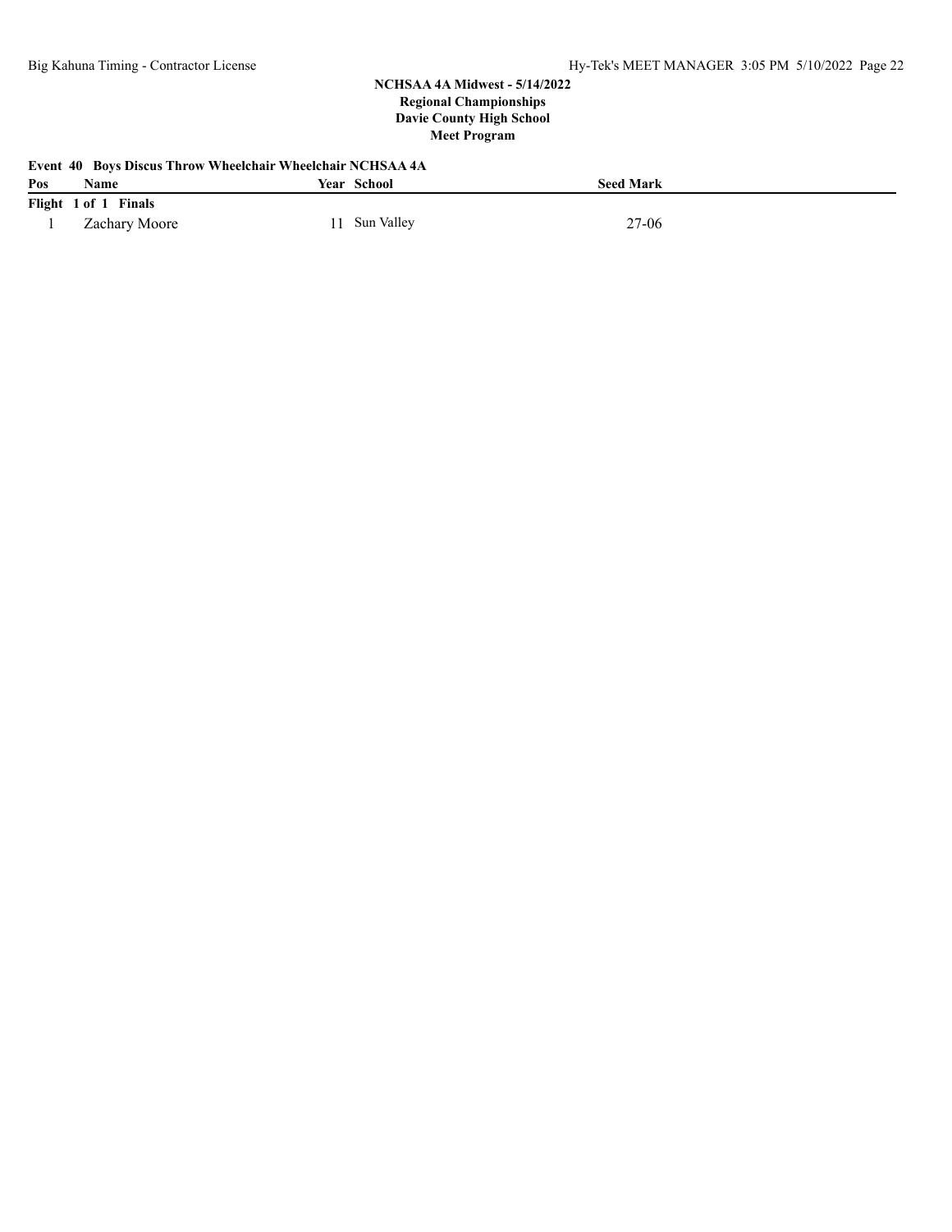**NCHSAA 4A Midwest - 5/14/2022**
**Regional Championships**
**Davie County High School**
**Meet Program**

**Event 40 Boys Discus Throw Wheelchair Wheelchair NCHSAA 4A**

| Pos | Name | Year | School | Seed Mark |
|---|---|---|---|---|
| **Flight 1 of 1 Finals** | | | | |
| 1 | Zachary Moore | 11 | Sun Valley | 27-06 |